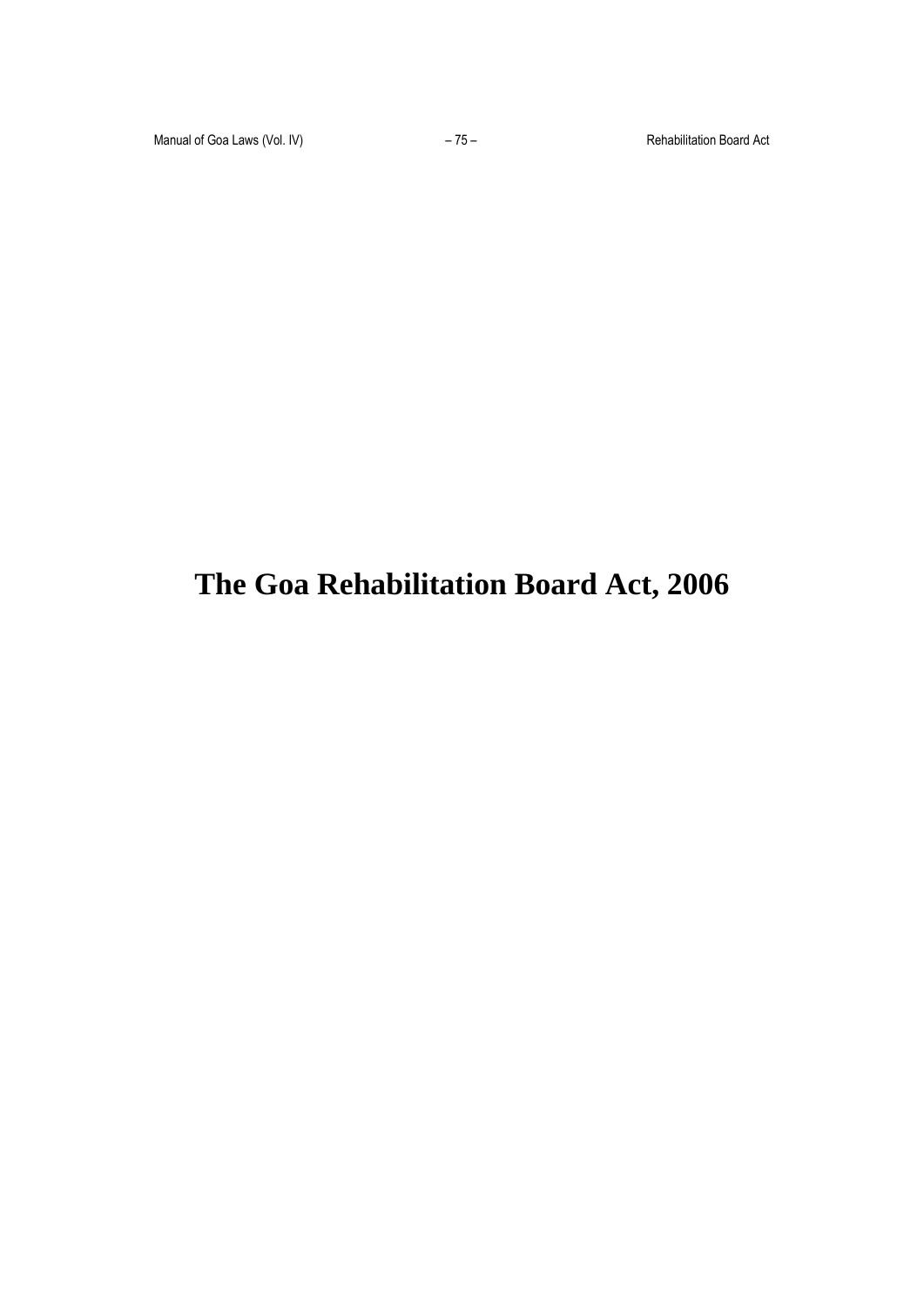# The Goa Rehabilitation Board Act, 2006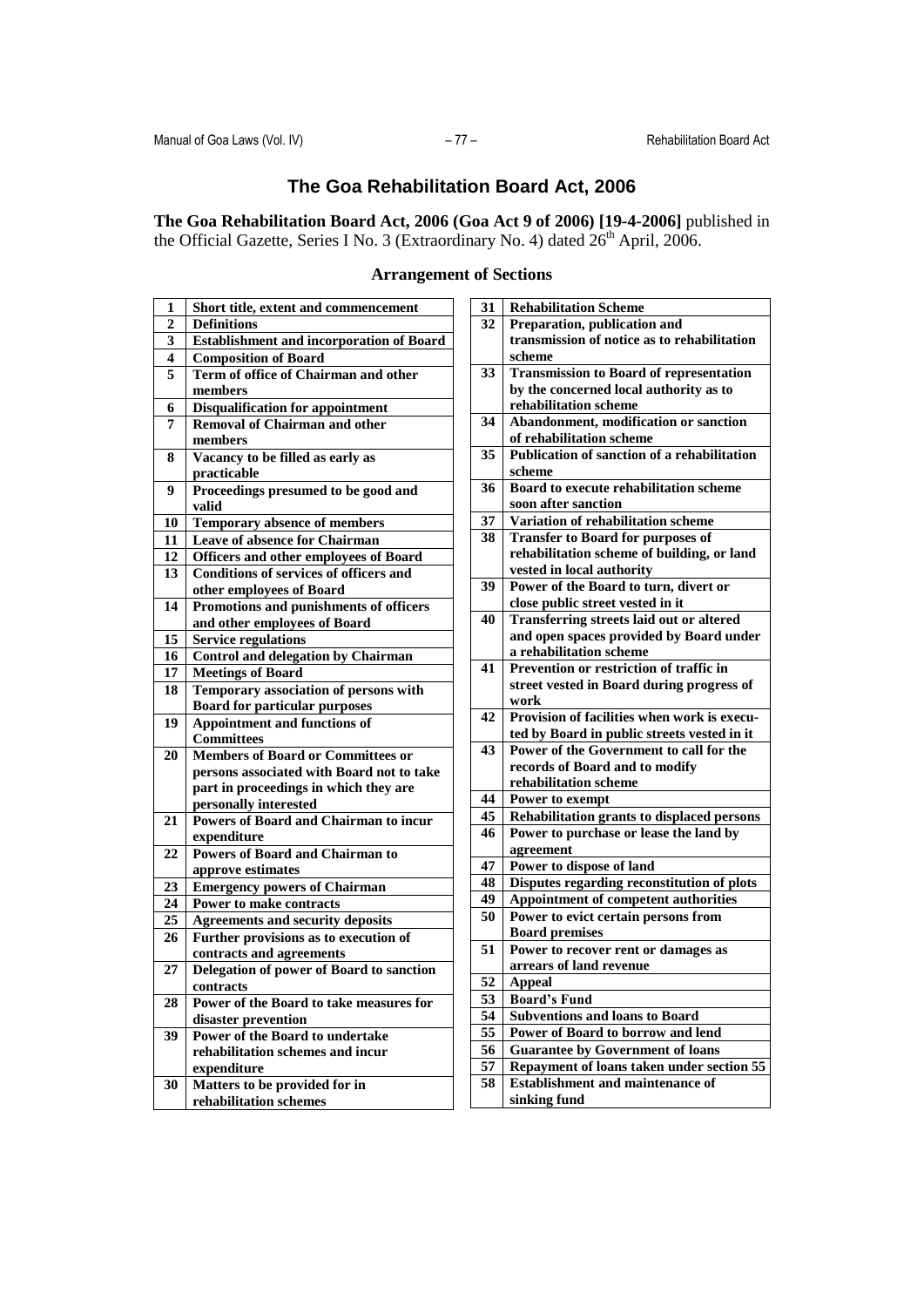# The Goa Rehabilitation Board Act, 2006

**The Goa Rehabilitation Board Act, 2006 (Goa Act 9 of 2006) [19-4-2006]** published in the Official Gazette, Series I No. 3 (Extraordinary No. 4) dated 26th April, 2006.

## Arrangement of Sections

| | |
|---|---|
| **1** | **Short title, extent and commencement** |
| **2** | **Definitions** |
| **3** | **Establishment and incorporation of Board** |
| **4** | **Composition of Board** |
| **5** | **Term of office of Chairman and other members** |
| **6** | **Disqualification for appointment** |
| **7** | **Removal of Chairman and other members** |
| **8** | **Vacancy to be filled as early as practicable** |
| **9** | **Proceedings presumed to be good and valid** |
| **10** | **Temporary absence of members** |
| **11** | **Leave of absence for Chairman** |
| **12** | **Officers and other employees of Board** |
| **13** | **Conditions of services of officers and other employees of Board** |
| **14** | **Promotions and punishments of officers and other employees of Board** |
| **15** | **Service regulations** |
| **16** | **Control and delegation by Chairman** |
| **17** | **Meetings of Board** |
| **18** | **Temporary association of persons with Board for particular purposes** |
| **19** | **Appointment and functions of Committees** |
| **20** | **Members of Board or Committees or persons associated with Board not to take part in proceedings in which they are personally interested** |
| **21** | **Powers of Board and Chairman to incur expenditure** |
| **22** | **Powers of Board and Chairman to approve estimates** |
| **23** | **Emergency powers of Chairman** |
| **24** | **Power to make contracts** |
| **25** | **Agreements and security deposits** |
| **26** | **Further provisions as to execution of contracts and agreements** |
| **27** | **Delegation of power of Board to sanction contracts** |
| **28** | **Power of the Board to take measures for disaster prevention** |
| **39** | **Power of the Board to undertake rehabilitation schemes and incur expenditure** |
| **30** | **Matters to be provided for in rehabilitation schemes** |
| **31** | **Rehabilitation Scheme** |
| **32** | **Preparation, publication and transmission of notice as to rehabilitation scheme** |
| **33** | **Transmission to Board of representation by the concerned local authority as to rehabilitation scheme** |
| **34** | **Abandonment, modification or sanction of rehabilitation scheme** |
| **35** | **Publication of sanction of a rehabilitation scheme** |
| **36** | **Board to execute rehabilitation scheme soon after sanction** |
| **37** | **Variation of rehabilitation scheme** |
| **38** | **Transfer to Board for purposes of rehabilitation scheme of building, or land vested in local authority** |
| **39** | **Power of the Board to turn, divert or close public street vested in it** |
| **40** | **Transferring streets laid out or altered and open spaces provided by Board under a rehabilitation scheme** |
| **41** | **Prevention or restriction of traffic in street vested in Board during progress of work** |
| **42** | **Provision of facilities when work is executed by Board in public streets vested in it** |
| **43** | **Power of the Government to call for the records of Board and to modify rehabilitation scheme** |
| **44** | **Power to exempt** |
| **45** | **Rehabilitation grants to displaced persons** |
| **46** | **Power to purchase or lease the land by agreement** |
| **47** | **Power to dispose of land** |
| **48** | **Disputes regarding reconstitution of plots** |
| **49** | **Appointment of competent authorities** |
| **50** | **Power to evict certain persons from Board premises** |
| **51** | **Power to recover rent or damages as arrears of land revenue** |
| **52** | **Appeal** |
| **53** | **Board's Fund** |
| **54** | **Subventions and loans to Board** |
| **55** | **Power of Board to borrow and lend** |
| **56** | **Guarantee by Government of loans** |
| **57** | **Repayment of loans taken under section 55** |
| **58** | **Establishment and maintenance of sinking fund** |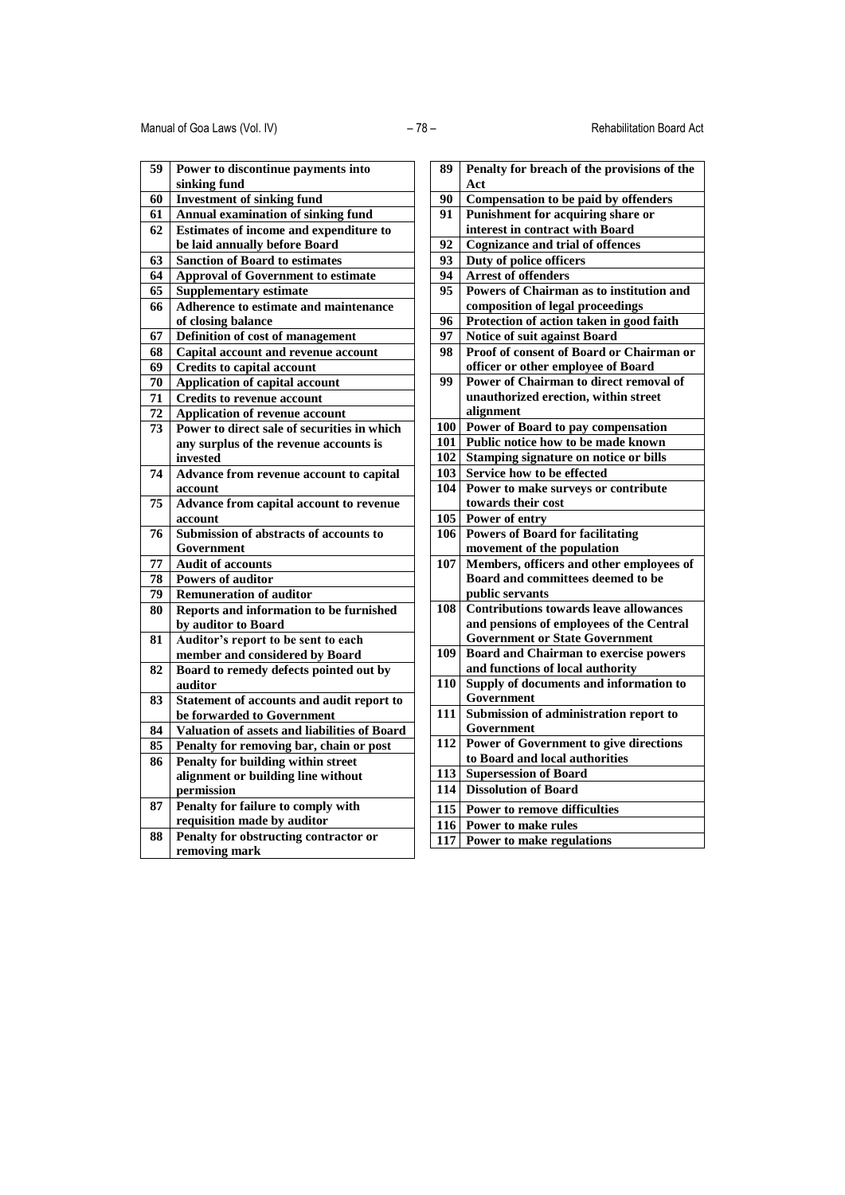| | |
|---|---|
| 59 | Power to discontinue payments into sinking fund |
| 60 | Investment of sinking fund |
| 61 | Annual examination of sinking fund |
| 62 | Estimates of income and expenditure to be laid annually before Board |
| 63 | Sanction of Board to estimates |
| 64 | Approval of Government to estimate |
| 65 | Supplementary estimate |
| 66 | Adherence to estimate and maintenance of closing balance |
| 67 | Definition of cost of management |
| 68 | Capital account and revenue account |
| 69 | Credits to capital account |
| 70 | Application of capital account |
| 71 | Credits to revenue account |
| 72 | Application of revenue account |
| 73 | Power to direct sale of securities in which any surplus of the revenue accounts is invested |
| 74 | Advance from revenue account to capital account |
| 75 | Advance from capital account to revenue account |
| 76 | Submission of abstracts of accounts to Government |
| 77 | Audit of accounts |
| 78 | Powers of auditor |
| 79 | Remuneration of auditor |
| 80 | Reports and information to be furnished by auditor to Board |
| 81 | Auditor's report to be sent to each member and considered by Board |
| 82 | Board to remedy defects pointed out by auditor |
| 83 | Statement of accounts and audit report to be forwarded to Government |
| 84 | Valuation of assets and liabilities of Board |
| 85 | Penalty for removing bar, chain or post |
| 86 | Penalty for building within street alignment or building line without permission |
| 87 | Penalty for failure to comply with requisition made by auditor |
| 88 | Penalty for obstructing contractor or removing mark |
| 89 | Penalty for breach of the provisions of the Act |
| 90 | Compensation to be paid by offenders |
| 91 | Punishment for acquiring share or interest in contract with Board |
| 92 | Cognizance and trial of offences |
| 93 | Duty of police officers |
| 94 | Arrest of offenders |
| 95 | Powers of Chairman as to institution and composition of legal proceedings |
| 96 | Protection of action taken in good faith |
| 97 | Notice of suit against Board |
| 98 | Proof of consent of Board or Chairman or officer or other employee of Board |
| 99 | Power of Chairman to direct removal of unauthorized erection, within street alignment |
| 100 | Power of Board to pay compensation |
| 101 | Public notice how to be made known |
| 102 | Stamping signature on notice or bills |
| 103 | Service how to be effected |
| 104 | Power to make surveys or contribute towards their cost |
| 105 | Power of entry |
| 106 | Powers of Board for facilitating movement of the population |
| 107 | Members, officers and other employees of Board and committees deemed to be public servants |
| 108 | Contributions towards leave allowances and pensions of employees of the Central Government or State Government |
| 109 | Board and Chairman to exercise powers and functions of local authority |
| 110 | Supply of documents and information to Government |
| 111 | Submission of administration report to Government |
| 112 | Power of Government to give directions to Board and local authorities |
| 113 | Supersession of Board |
| 114 | Dissolution of Board |
| 115 | Power to remove difficulties |
| 116 | Power to make rules |
| 117 | Power to make regulations |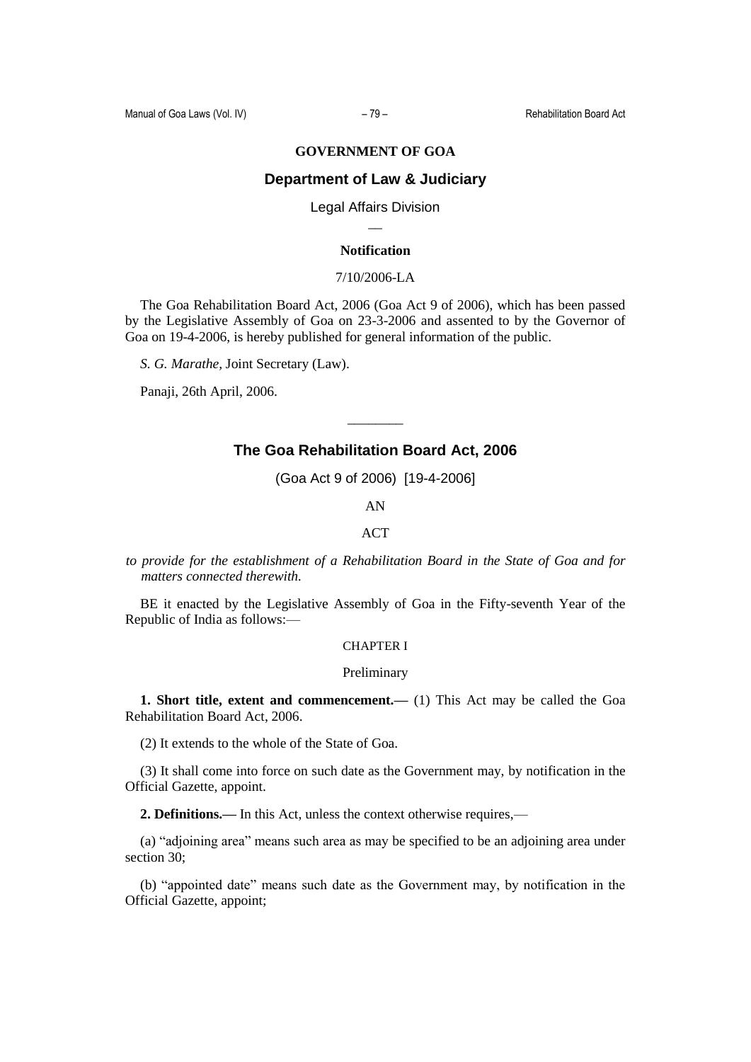**GOVERNMENT OF GOA**

## Department of Law & Judiciary

Legal Affairs Division

—

**Notification**

7/10/2006-LA

The Goa Rehabilitation Board Act, 2006 (Goa Act 9 of 2006), which has been passed by the Legislative Assembly of Goa on 23-3-2006 and assented to by the Governor of Goa on 19-4-2006, is hereby published for general information of the public.

*S. G. Marathe*, Joint Secretary (Law).

Panaji, 26th April, 2006.

---

# The Goa Rehabilitation Board Act, 2006

(Goa Act 9 of 2006) [19-4-2006]

AN

ACT

*to provide for the establishment of a Rehabilitation Board in the State of Goa and for matters connected therewith.*

BE it enacted by the Legislative Assembly of Goa in the Fifty-seventh Year of the Republic of India as follows:—

CHAPTER I

Preliminary

**1. Short title, extent and commencement.—** (1) This Act may be called the Goa Rehabilitation Board Act, 2006.

(2) It extends to the whole of the State of Goa.

(3) It shall come into force on such date as the Government may, by notification in the Official Gazette, appoint.

**2. Definitions.—** In this Act, unless the context otherwise requires,—

(a) "adjoining area" means such area as may be specified to be an adjoining area under section 30;

(b) "appointed date" means such date as the Government may, by notification in the Official Gazette, appoint;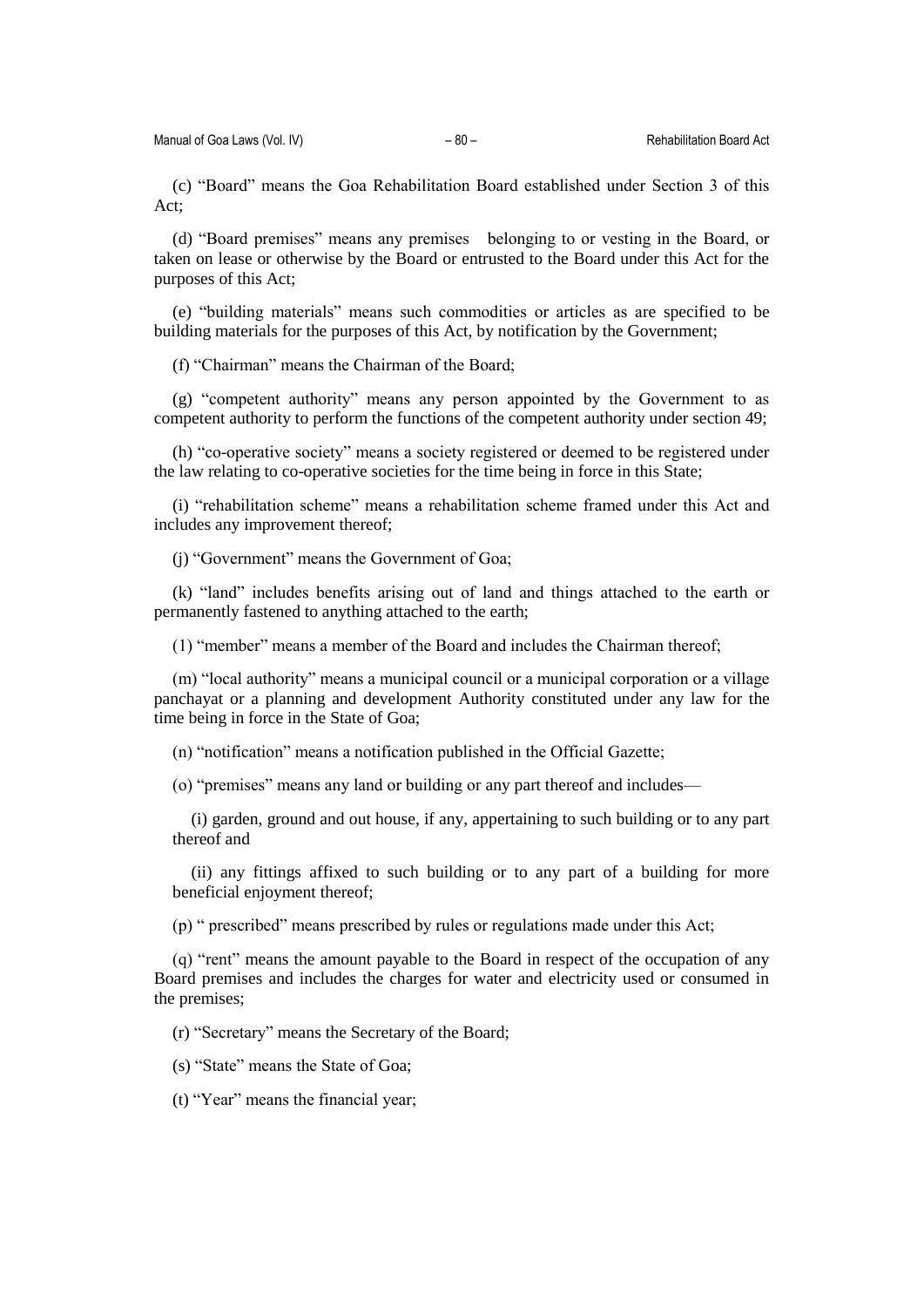(c) "Board" means the Goa Rehabilitation Board established under Section 3 of this Act;

(d) "Board premises" means any premises belonging to or vesting in the Board, or taken on lease or otherwise by the Board or entrusted to the Board under this Act for the purposes of this Act;

(e) "building materials" means such commodities or articles as are specified to be building materials for the purposes of this Act, by notification by the Government;

(f) "Chairman" means the Chairman of the Board;

(g) "competent authority" means any person appointed by the Government to as competent authority to perform the functions of the competent authority under section 49;

(h) "co-operative society" means a society registered or deemed to be registered under the law relating to co-operative societies for the time being in force in this State;

(i) "rehabilitation scheme" means a rehabilitation scheme framed under this Act and includes any improvement thereof;

(j) "Government" means the Government of Goa;

(k) "land" includes benefits arising out of land and things attached to the earth or permanently fastened to anything attached to the earth;

(1) "member" means a member of the Board and includes the Chairman thereof;

(m) "local authority" means a municipal council or a municipal corporation or a village panchayat or a planning and development Authority constituted under any law for the time being in force in the State of Goa;

(n) "notification" means a notification published in the Official Gazette;

(o) "premises" means any land or building or any part thereof and includes—

(i) garden, ground and out house, if any, appertaining to such building or to any part thereof and

(ii) any fittings affixed to such building or to any part of a building for more beneficial enjoyment thereof;

(p) " prescribed" means prescribed by rules or regulations made under this Act;

(q) "rent" means the amount payable to the Board in respect of the occupation of any Board premises and includes the charges for water and electricity used or consumed in the premises;

(r) "Secretary" means the Secretary of the Board;

(s) "State" means the State of Goa;

(t) "Year" means the financial year;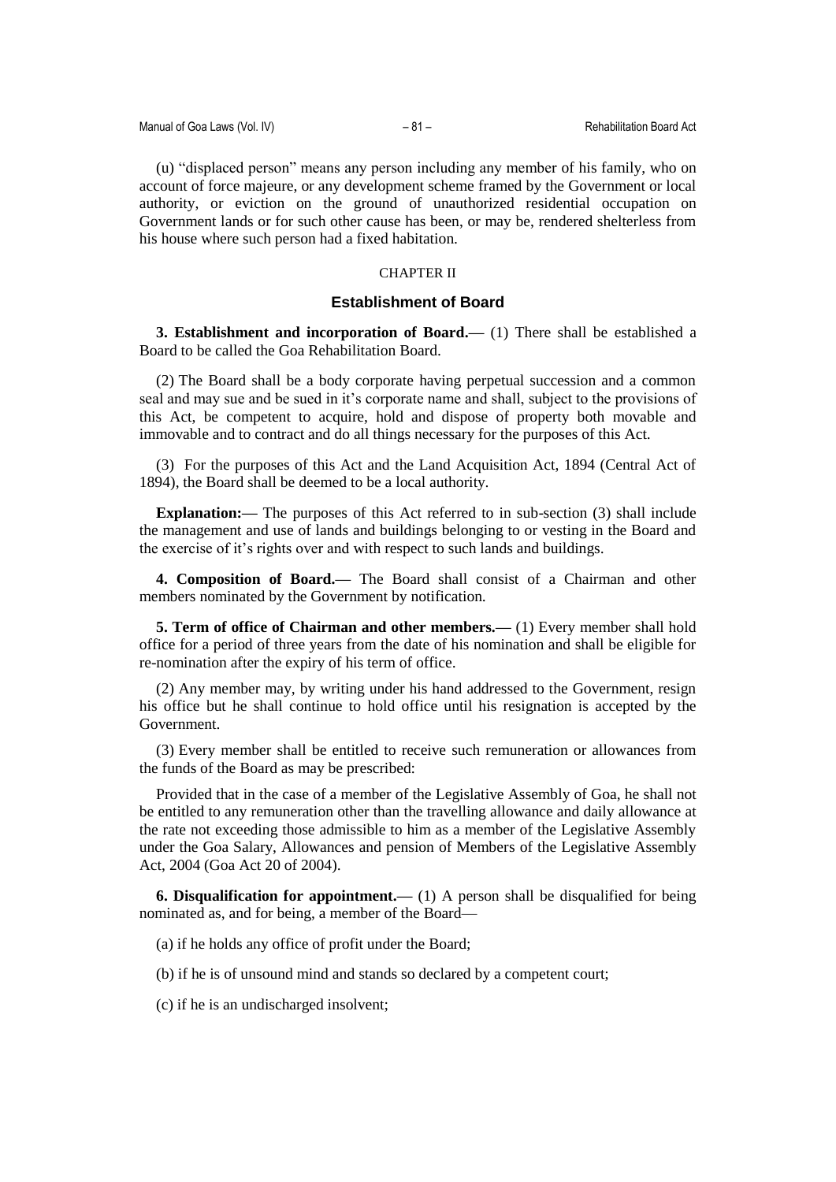(u) "displaced person" means any person including any member of his family, who on account of force majeure, or any development scheme framed by the Government or local authority, or eviction on the ground of unauthorized residential occupation on Government lands or for such other cause has been, or may be, rendered shelterless from his house where such person had a fixed habitation.

CHAPTER II

## Establishment of Board

**3. Establishment and incorporation of Board.—** (1) There shall be established a Board to be called the Goa Rehabilitation Board.

(2) The Board shall be a body corporate having perpetual succession and a common seal and may sue and be sued in it's corporate name and shall, subject to the provisions of this Act, be competent to acquire, hold and dispose of property both movable and immovable and to contract and do all things necessary for the purposes of this Act.

(3) For the purposes of this Act and the Land Acquisition Act, 1894 (Central Act of 1894), the Board shall be deemed to be a local authority.

**Explanation:—** The purposes of this Act referred to in sub-section (3) shall include the management and use of lands and buildings belonging to or vesting in the Board and the exercise of it's rights over and with respect to such lands and buildings.

**4. Composition of Board.—** The Board shall consist of a Chairman and other members nominated by the Government by notification.

**5. Term of office of Chairman and other members.—** (1) Every member shall hold office for a period of three years from the date of his nomination and shall be eligible for re-nomination after the expiry of his term of office.

(2) Any member may, by writing under his hand addressed to the Government, resign his office but he shall continue to hold office until his resignation is accepted by the Government.

(3) Every member shall be entitled to receive such remuneration or allowances from the funds of the Board as may be prescribed:

Provided that in the case of a member of the Legislative Assembly of Goa, he shall not be entitled to any remuneration other than the travelling allowance and daily allowance at the rate not exceeding those admissible to him as a member of the Legislative Assembly under the Goa Salary, Allowances and pension of Members of the Legislative Assembly Act, 2004 (Goa Act 20 of 2004).

**6. Disqualification for appointment.—** (1) A person shall be disqualified for being nominated as, and for being, a member of the Board—

(a) if he holds any office of profit under the Board;

(b) if he is of unsound mind and stands so declared by a competent court;

(c) if he is an undischarged insolvent;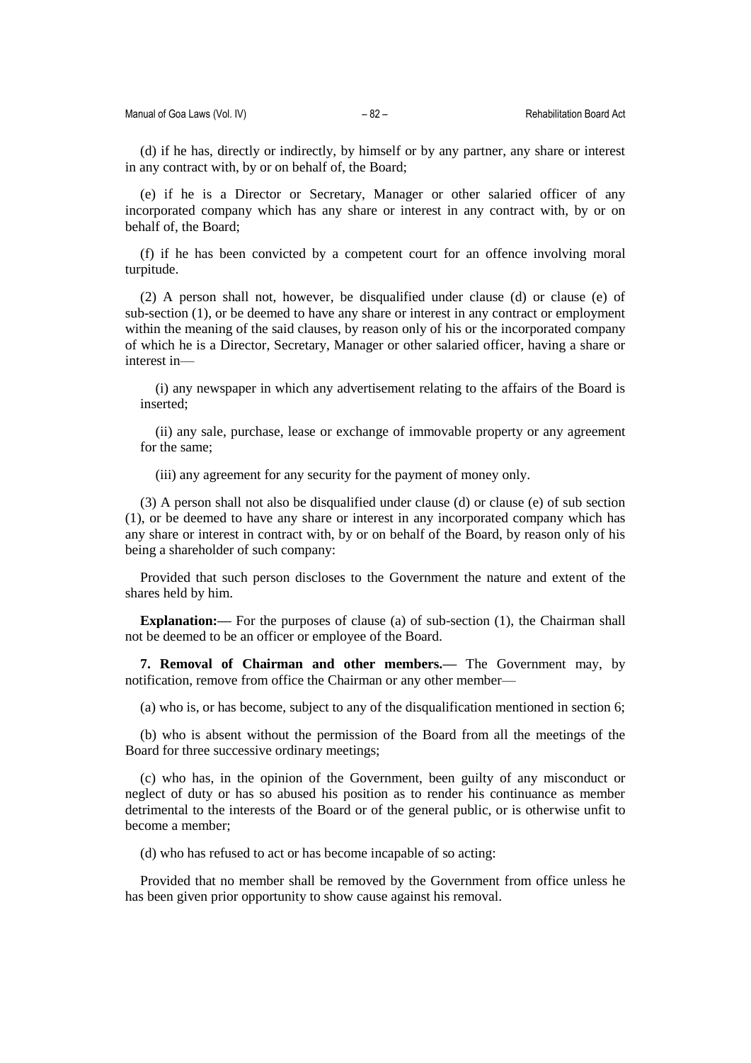(d) if he has, directly or indirectly, by himself or by any partner, any share or interest in any contract with, by or on behalf of, the Board;

(e) if he is a Director or Secretary, Manager or other salaried officer of any incorporated company which has any share or interest in any contract with, by or on behalf of, the Board;

(f) if he has been convicted by a competent court for an offence involving moral turpitude.

(2) A person shall not, however, be disqualified under clause (d) or clause (e) of sub-section (1), or be deemed to have any share or interest in any contract or employment within the meaning of the said clauses, by reason only of his or the incorporated company of which he is a Director, Secretary, Manager or other salaried officer, having a share or interest in—

(i) any newspaper in which any advertisement relating to the affairs of the Board is inserted;

(ii) any sale, purchase, lease or exchange of immovable property or any agreement for the same;

(iii) any agreement for any security for the payment of money only.

(3) A person shall not also be disqualified under clause (d) or clause (e) of sub section (1), or be deemed to have any share or interest in any incorporated company which has any share or interest in contract with, by or on behalf of the Board, by reason only of his being a shareholder of such company:

Provided that such person discloses to the Government the nature and extent of the shares held by him.

**Explanation:—** For the purposes of clause (a) of sub-section (1), the Chairman shall not be deemed to be an officer or employee of the Board.

**7. Removal of Chairman and other members.—** The Government may, by notification, remove from office the Chairman or any other member—

(a) who is, or has become, subject to any of the disqualification mentioned in section 6;

(b) who is absent without the permission of the Board from all the meetings of the Board for three successive ordinary meetings;

(c) who has, in the opinion of the Government, been guilty of any misconduct or neglect of duty or has so abused his position as to render his continuance as member detrimental to the interests of the Board or of the general public, or is otherwise unfit to become a member;

(d) who has refused to act or has become incapable of so acting:

Provided that no member shall be removed by the Government from office unless he has been given prior opportunity to show cause against his removal.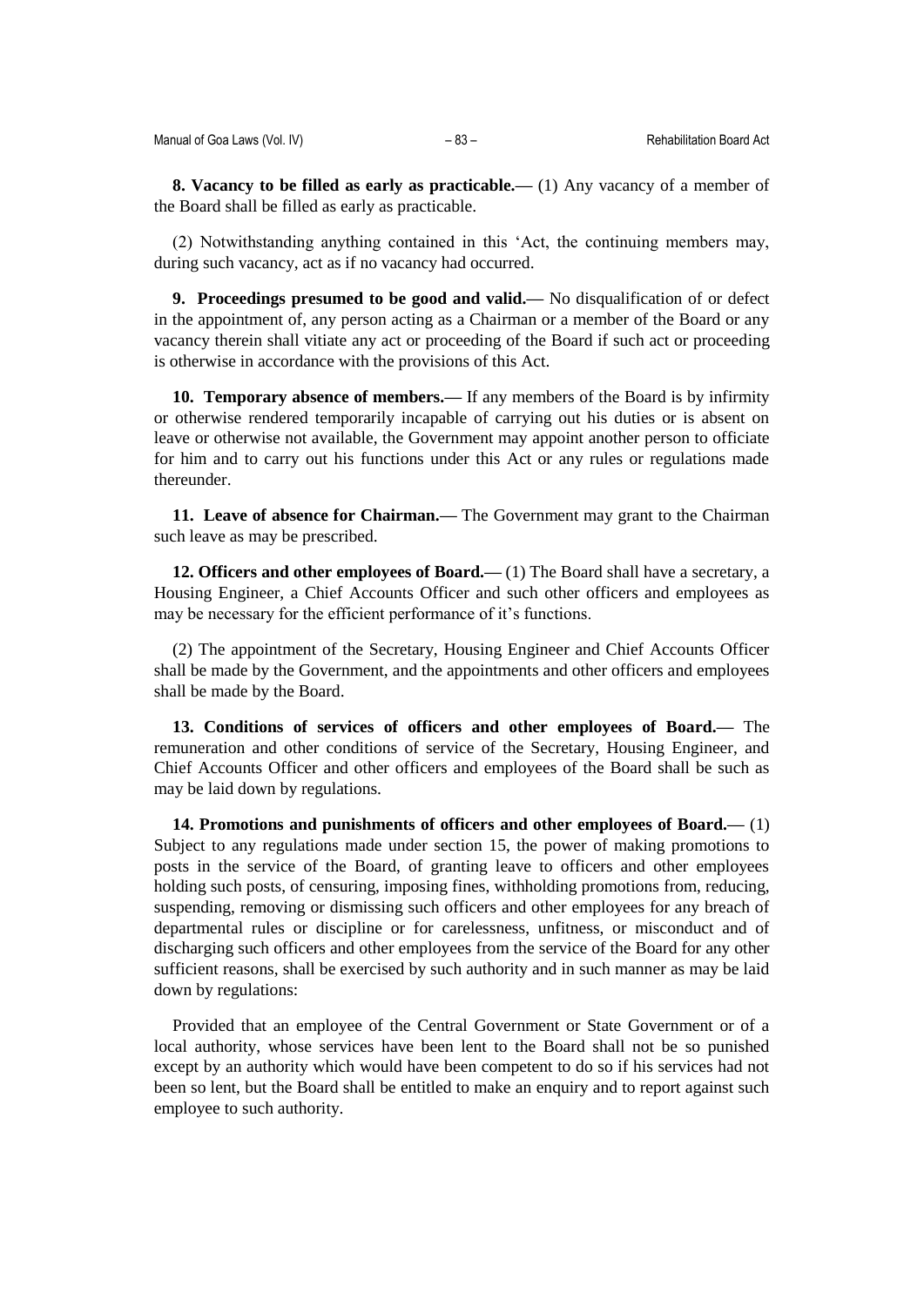**8. Vacancy to be filled as early as practicable.—** (1) Any vacancy of a member of the Board shall be filled as early as practicable.

(2) Notwithstanding anything contained in this 'Act, the continuing members may, during such vacancy, act as if no vacancy had occurred.

**9. Proceedings presumed to be good and valid.—** No disqualification of or defect in the appointment of, any person acting as a Chairman or a member of the Board or any vacancy therein shall vitiate any act or proceeding of the Board if such act or proceeding is otherwise in accordance with the provisions of this Act.

**10. Temporary absence of members.—** If any members of the Board is by infirmity or otherwise rendered temporarily incapable of carrying out his duties or is absent on leave or otherwise not available, the Government may appoint another person to officiate for him and to carry out his functions under this Act or any rules or regulations made thereunder.

**11. Leave of absence for Chairman.—** The Government may grant to the Chairman such leave as may be prescribed.

**12. Officers and other employees of Board.—** (1) The Board shall have a secretary, a Housing Engineer, a Chief Accounts Officer and such other officers and employees as may be necessary for the efficient performance of it's functions.

(2) The appointment of the Secretary, Housing Engineer and Chief Accounts Officer shall be made by the Government, and the appointments and other officers and employees shall be made by the Board.

**13. Conditions of services of officers and other employees of Board.—** The remuneration and other conditions of service of the Secretary, Housing Engineer, and Chief Accounts Officer and other officers and employees of the Board shall be such as may be laid down by regulations.

**14. Promotions and punishments of officers and other employees of Board.—** (1) Subject to any regulations made under section 15, the power of making promotions to posts in the service of the Board, of granting leave to officers and other employees holding such posts, of censuring, imposing fines, withholding promotions from, reducing, suspending, removing or dismissing such officers and other employees for any breach of departmental rules or discipline or for carelessness, unfitness, or misconduct and of discharging such officers and other employees from the service of the Board for any other sufficient reasons, shall be exercised by such authority and in such manner as may be laid down by regulations:

Provided that an employee of the Central Government or State Government or of a local authority, whose services have been lent to the Board shall not be so punished except by an authority which would have been competent to do so if his services had not been so lent, but the Board shall be entitled to make an enquiry and to report against such employee to such authority.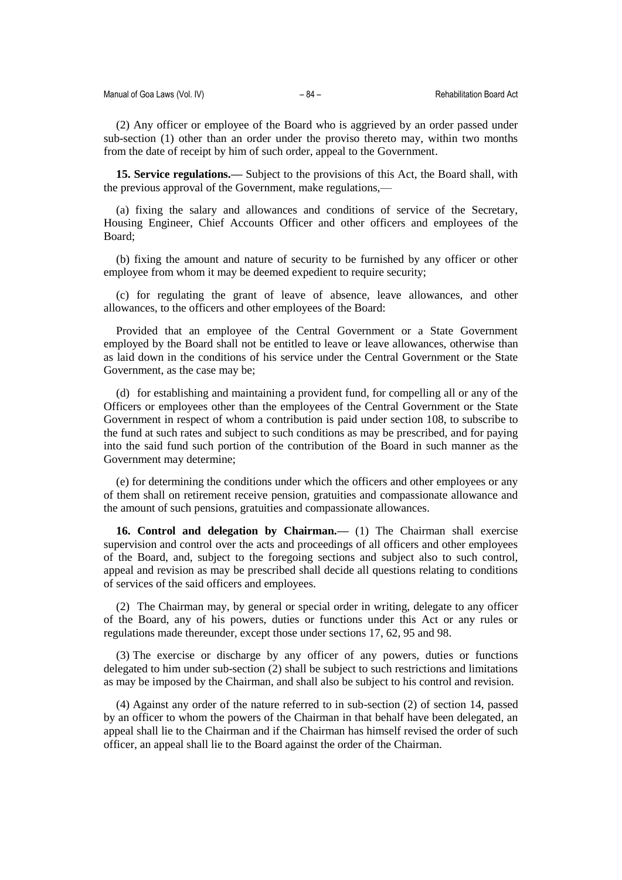(2) Any officer or employee of the Board who is aggrieved by an order passed under sub-section (1) other than an order under the proviso thereto may, within two months from the date of receipt by him of such order, appeal to the Government.

**15. Service regulations.—** Subject to the provisions of this Act, the Board shall, with the previous approval of the Government, make regulations,—

(a) fixing the salary and allowances and conditions of service of the Secretary, Housing Engineer, Chief Accounts Officer and other officers and employees of the Board;

(b) fixing the amount and nature of security to be furnished by any officer or other employee from whom it may be deemed expedient to require security;

(c) for regulating the grant of leave of absence, leave allowances, and other allowances, to the officers and other employees of the Board:

Provided that an employee of the Central Government or a State Government employed by the Board shall not be entitled to leave or leave allowances, otherwise than as laid down in the conditions of his service under the Central Government or the State Government, as the case may be;

(d) for establishing and maintaining a provident fund, for compelling all or any of the Officers or employees other than the employees of the Central Government or the State Government in respect of whom a contribution is paid under section 108, to subscribe to the fund at such rates and subject to such conditions as may be prescribed, and for paying into the said fund such portion of the contribution of the Board in such manner as the Government may determine;

(e) for determining the conditions under which the officers and other employees or any of them shall on retirement receive pension, gratuities and compassionate allowance and the amount of such pensions, gratuities and compassionate allowances.

**16. Control and delegation by Chairman.—** (1) The Chairman shall exercise supervision and control over the acts and proceedings of all officers and other employees of the Board, and, subject to the foregoing sections and subject also to such control, appeal and revision as may be prescribed shall decide all questions relating to conditions of services of the said officers and employees.

(2) The Chairman may, by general or special order in writing, delegate to any officer of the Board, any of his powers, duties or functions under this Act or any rules or regulations made thereunder, except those under sections 17, 62, 95 and 98.

(3) The exercise or discharge by any officer of any powers, duties or functions delegated to him under sub-section (2) shall be subject to such restrictions and limitations as may be imposed by the Chairman, and shall also be subject to his control and revision.

(4) Against any order of the nature referred to in sub-section (2) of section 14, passed by an officer to whom the powers of the Chairman in that behalf have been delegated, an appeal shall lie to the Chairman and if the Chairman has himself revised the order of such officer, an appeal shall lie to the Board against the order of the Chairman.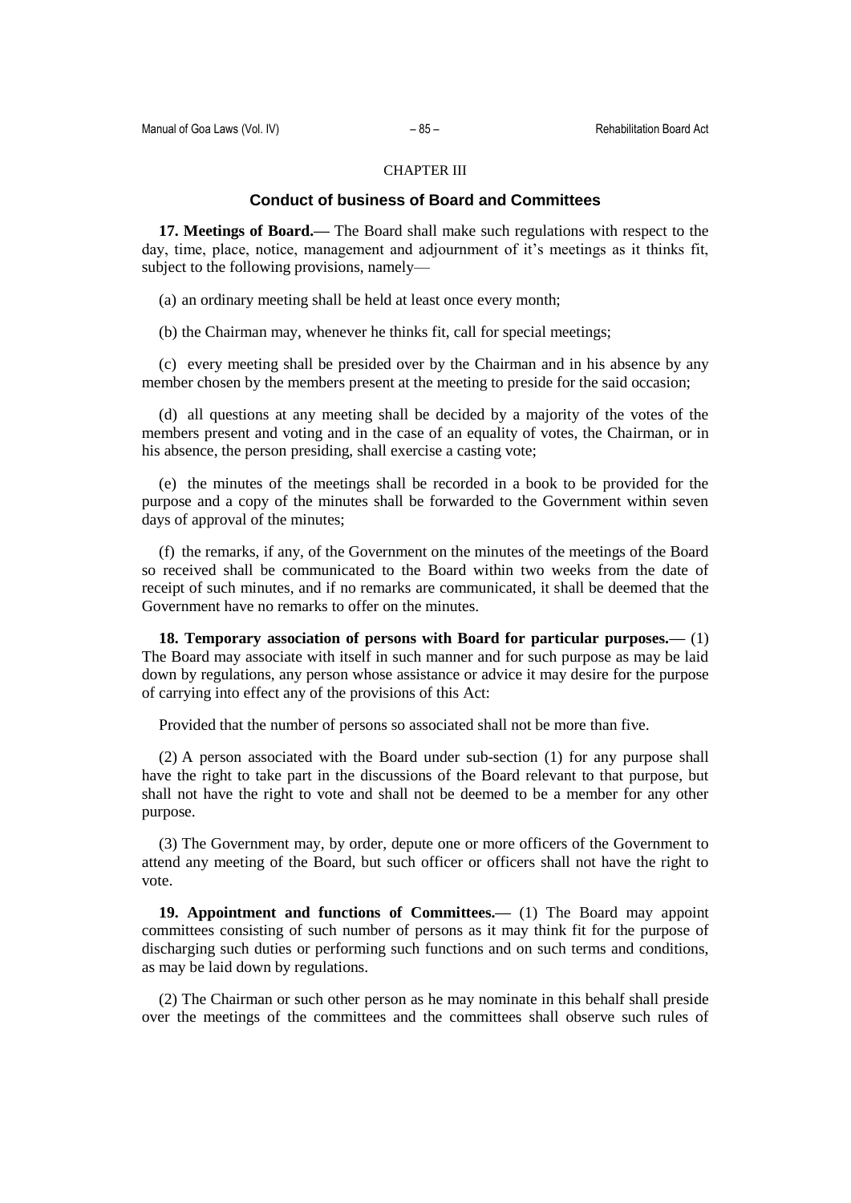## CHAPTER III

### Conduct of business of Board and Committees

**17. Meetings of Board.—** The Board shall make such regulations with respect to the day, time, place, notice, management and adjournment of it's meetings as it thinks fit, subject to the following provisions, namely—

(a) an ordinary meeting shall be held at least once every month;

(b) the Chairman may, whenever he thinks fit, call for special meetings;

(c) every meeting shall be presided over by the Chairman and in his absence by any member chosen by the members present at the meeting to preside for the said occasion;

(d) all questions at any meeting shall be decided by a majority of the votes of the members present and voting and in the case of an equality of votes, the Chairman, or in his absence, the person presiding, shall exercise a casting vote;

(e) the minutes of the meetings shall be recorded in a book to be provided for the purpose and a copy of the minutes shall be forwarded to the Government within seven days of approval of the minutes;

(f) the remarks, if any, of the Government on the minutes of the meetings of the Board so received shall be communicated to the Board within two weeks from the date of receipt of such minutes, and if no remarks are communicated, it shall be deemed that the Government have no remarks to offer on the minutes.

**18. Temporary association of persons with Board for particular purposes.—** (1) The Board may associate with itself in such manner and for such purpose as may be laid down by regulations, any person whose assistance or advice it may desire for the purpose of carrying into effect any of the provisions of this Act:

Provided that the number of persons so associated shall not be more than five.

(2) A person associated with the Board under sub-section (1) for any purpose shall have the right to take part in the discussions of the Board relevant to that purpose, but shall not have the right to vote and shall not be deemed to be a member for any other purpose.

(3) The Government may, by order, depute one or more officers of the Government to attend any meeting of the Board, but such officer or officers shall not have the right to vote.

**19. Appointment and functions of Committees.—** (1) The Board may appoint committees consisting of such number of persons as it may think fit for the purpose of discharging such duties or performing such functions and on such terms and conditions, as may be laid down by regulations.

(2) The Chairman or such other person as he may nominate in this behalf shall preside over the meetings of the committees and the committees shall observe such rules of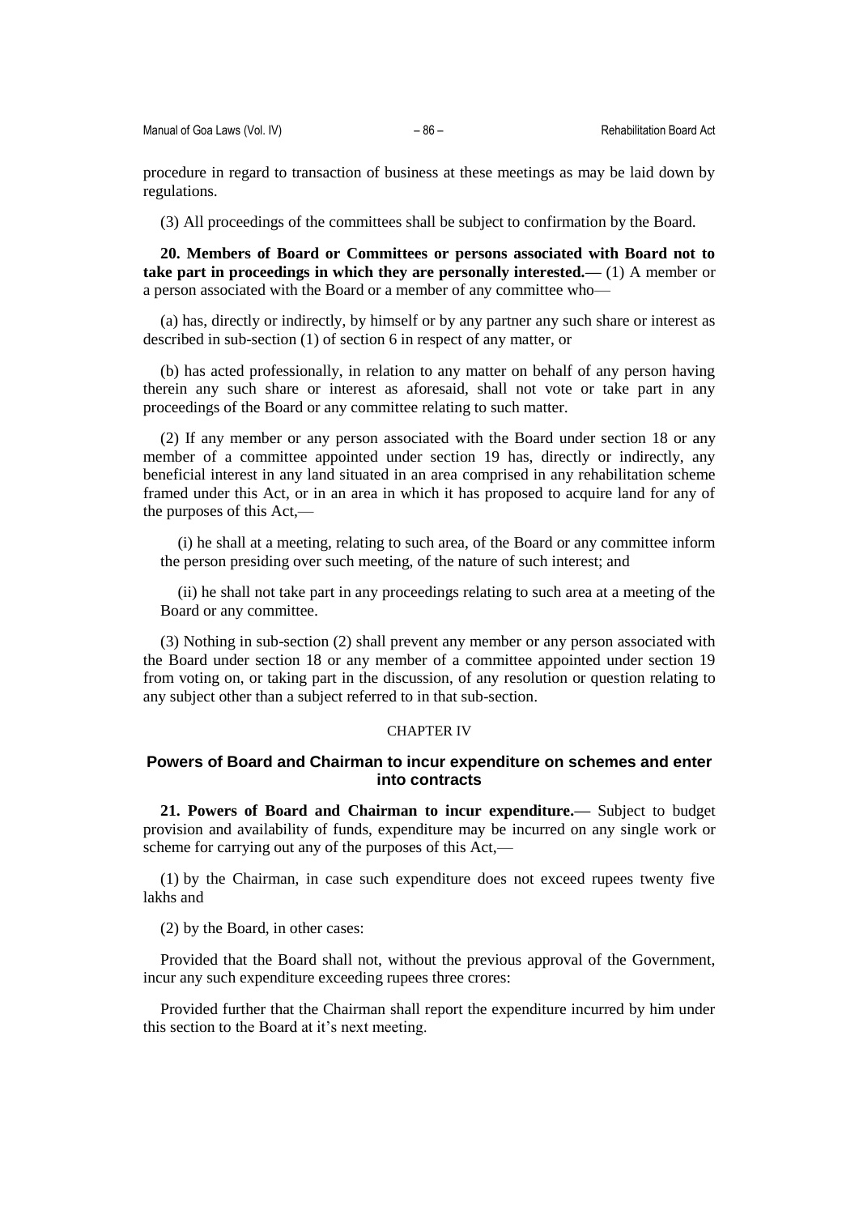procedure in regard to transaction of business at these meetings as may be laid down by regulations.

(3) All proceedings of the committees shall be subject to confirmation by the Board.

**20. Members of Board or Committees or persons associated with Board not to take part in proceedings in which they are personally interested.—** (1) A member or a person associated with the Board or a member of any committee who—

(a) has, directly or indirectly, by himself or by any partner any such share or interest as described in sub-section (1) of section 6 in respect of any matter, or

(b) has acted professionally, in relation to any matter on behalf of any person having therein any such share or interest as aforesaid, shall not vote or take part in any proceedings of the Board or any committee relating to such matter.

(2) If any member or any person associated with the Board under section 18 or any member of a committee appointed under section 19 has, directly or indirectly, any beneficial interest in any land situated in an area comprised in any rehabilitation scheme framed under this Act, or in an area in which it has proposed to acquire land for any of the purposes of this Act,—

(i) he shall at a meeting, relating to such area, of the Board or any committee inform the person presiding over such meeting, of the nature of such interest; and

(ii) he shall not take part in any proceedings relating to such area at a meeting of the Board or any committee.

(3) Nothing in sub-section (2) shall prevent any member or any person associated with the Board under section 18 or any member of a committee appointed under section 19 from voting on, or taking part in the discussion, of any resolution or question relating to any subject other than a subject referred to in that sub-section.

CHAPTER IV

## Powers of Board and Chairman to incur expenditure on schemes and enter into contracts

**21. Powers of Board and Chairman to incur expenditure.—** Subject to budget provision and availability of funds, expenditure may be incurred on any single work or scheme for carrying out any of the purposes of this Act,—

(1) by the Chairman, in case such expenditure does not exceed rupees twenty five lakhs and

(2) by the Board, in other cases:

Provided that the Board shall not, without the previous approval of the Government, incur any such expenditure exceeding rupees three crores:

Provided further that the Chairman shall report the expenditure incurred by him under this section to the Board at it's next meeting.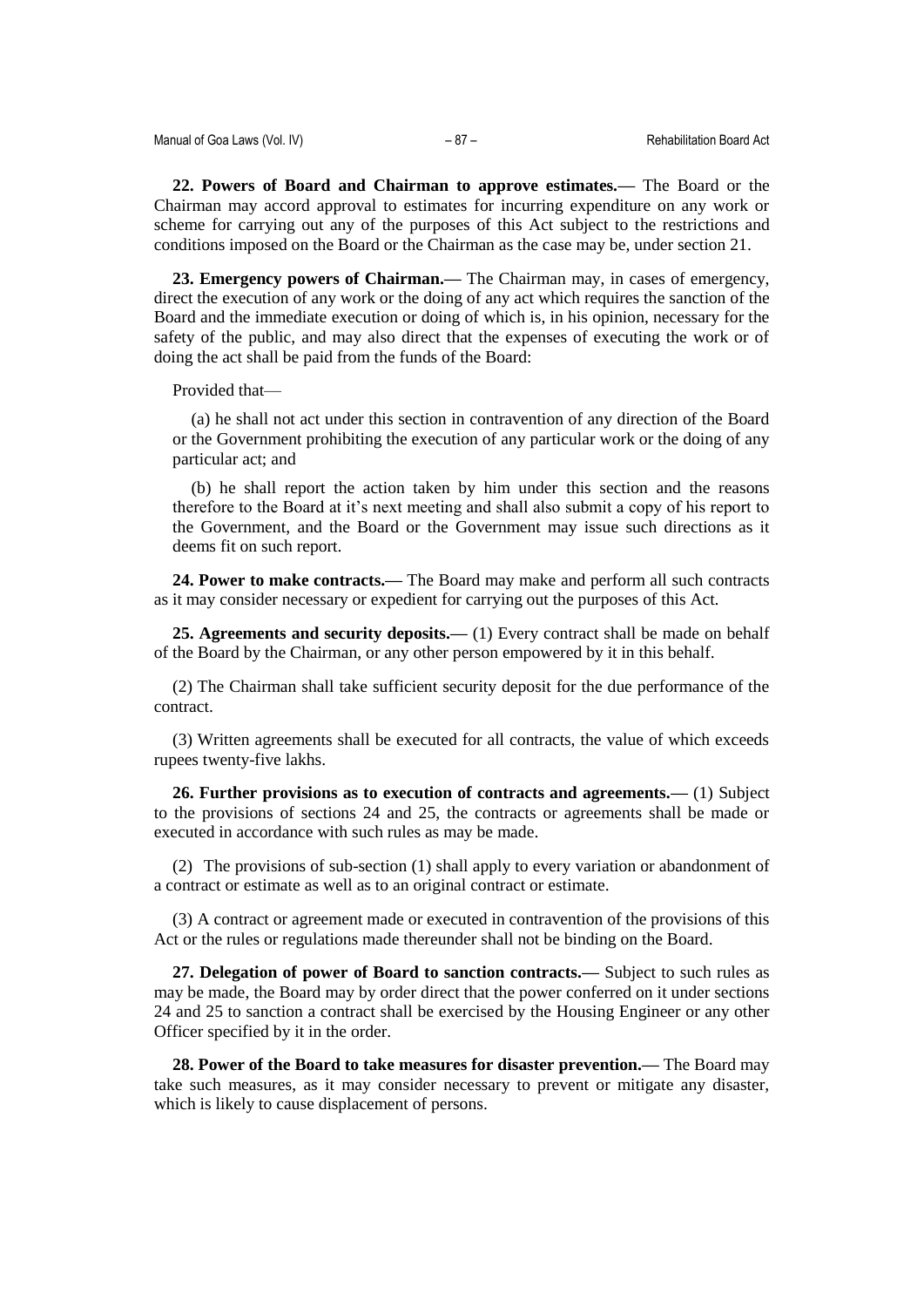**22. Powers of Board and Chairman to approve estimates.—** The Board or the Chairman may accord approval to estimates for incurring expenditure on any work or scheme for carrying out any of the purposes of this Act subject to the restrictions and conditions imposed on the Board or the Chairman as the case may be, under section 21.

**23. Emergency powers of Chairman.—** The Chairman may, in cases of emergency, direct the execution of any work or the doing of any act which requires the sanction of the Board and the immediate execution or doing of which is, in his opinion, necessary for the safety of the public, and may also direct that the expenses of executing the work or of doing the act shall be paid from the funds of the Board:

Provided that—

(a) he shall not act under this section in contravention of any direction of the Board or the Government prohibiting the execution of any particular work or the doing of any particular act; and

(b) he shall report the action taken by him under this section and the reasons therefore to the Board at it's next meeting and shall also submit a copy of his report to the Government, and the Board or the Government may issue such directions as it deems fit on such report.

**24. Power to make contracts.—** The Board may make and perform all such contracts as it may consider necessary or expedient for carrying out the purposes of this Act.

**25. Agreements and security deposits.—** (1) Every contract shall be made on behalf of the Board by the Chairman, or any other person empowered by it in this behalf.

(2) The Chairman shall take sufficient security deposit for the due performance of the contract.

(3) Written agreements shall be executed for all contracts, the value of which exceeds rupees twenty-five lakhs.

**26. Further provisions as to execution of contracts and agreements.—** (1) Subject to the provisions of sections 24 and 25, the contracts or agreements shall be made or executed in accordance with such rules as may be made.

(2) The provisions of sub-section (1) shall apply to every variation or abandonment of a contract or estimate as well as to an original contract or estimate.

(3) A contract or agreement made or executed in contravention of the provisions of this Act or the rules or regulations made thereunder shall not be binding on the Board.

**27. Delegation of power of Board to sanction contracts.—** Subject to such rules as may be made, the Board may by order direct that the power conferred on it under sections 24 and 25 to sanction a contract shall be exercised by the Housing Engineer or any other Officer specified by it in the order.

**28. Power of the Board to take measures for disaster prevention.—** The Board may take such measures, as it may consider necessary to prevent or mitigate any disaster, which is likely to cause displacement of persons.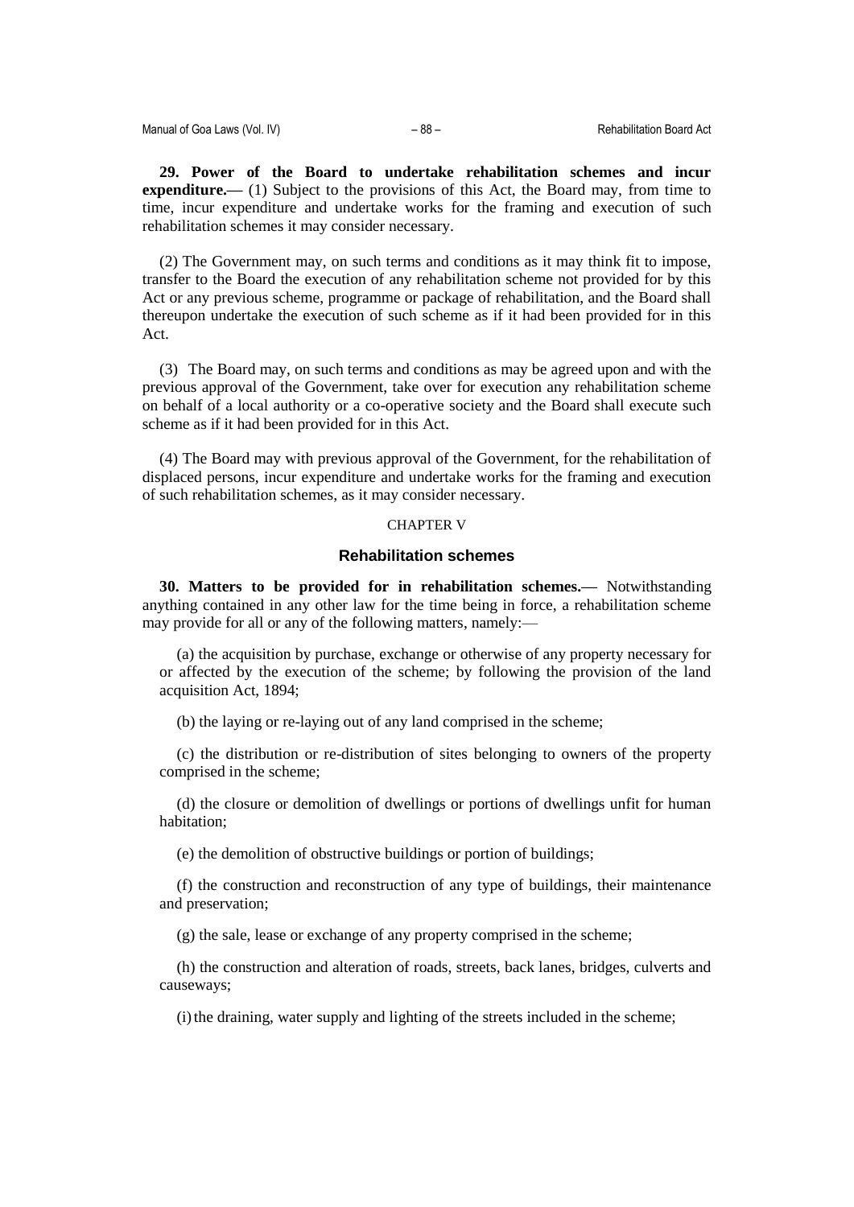**29. Power of the Board to undertake rehabilitation schemes and incur expenditure.—** (1) Subject to the provisions of this Act, the Board may, from time to time, incur expenditure and undertake works for the framing and execution of such rehabilitation schemes it may consider necessary.

(2) The Government may, on such terms and conditions as it may think fit to impose, transfer to the Board the execution of any rehabilitation scheme not provided for by this Act or any previous scheme, programme or package of rehabilitation, and the Board shall thereupon undertake the execution of such scheme as if it had been provided for in this Act.

(3) The Board may, on such terms and conditions as may be agreed upon and with the previous approval of the Government, take over for execution any rehabilitation scheme on behalf of a local authority or a co-operative society and the Board shall execute such scheme as if it had been provided for in this Act.

(4) The Board may with previous approval of the Government, for the rehabilitation of displaced persons, incur expenditure and undertake works for the framing and execution of such rehabilitation schemes, as it may consider necessary.

## CHAPTER V

## Rehabilitation schemes

**30. Matters to be provided for in rehabilitation schemes.—** Notwithstanding anything contained in any other law for the time being in force, a rehabilitation scheme may provide for all or any of the following matters, namely:—

(a) the acquisition by purchase, exchange or otherwise of any property necessary for or affected by the execution of the scheme; by following the provision of the land acquisition Act, 1894;

(b) the laying or re-laying out of any land comprised in the scheme;

(c) the distribution or re-distribution of sites belonging to owners of the property comprised in the scheme;

(d) the closure or demolition of dwellings or portions of dwellings unfit for human habitation;

(e) the demolition of obstructive buildings or portion of buildings;

(f) the construction and reconstruction of any type of buildings, their maintenance and preservation;

(g) the sale, lease or exchange of any property comprised in the scheme;

(h) the construction and alteration of roads, streets, back lanes, bridges, culverts and causeways;

(i) the draining, water supply and lighting of the streets included in the scheme;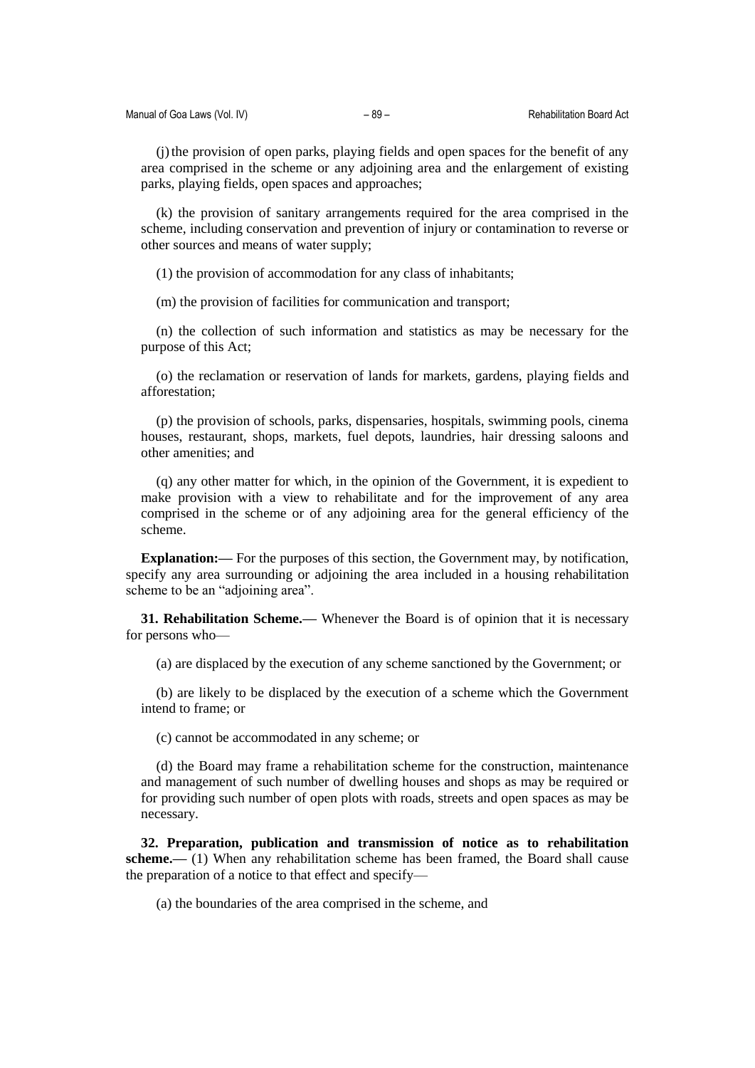(j) the provision of open parks, playing fields and open spaces for the benefit of any area comprised in the scheme or any adjoining area and the enlargement of existing parks, playing fields, open spaces and approaches;

(k) the provision of sanitary arrangements required for the area comprised in the scheme, including conservation and prevention of injury or contamination to reverse or other sources and means of water supply;

(1) the provision of accommodation for any class of inhabitants;

(m) the provision of facilities for communication and transport;

(n) the collection of such information and statistics as may be necessary for the purpose of this Act;

(o) the reclamation or reservation of lands for markets, gardens, playing fields and afforestation;

(p) the provision of schools, parks, dispensaries, hospitals, swimming pools, cinema houses, restaurant, shops, markets, fuel depots, laundries, hair dressing saloons and other amenities; and

(q) any other matter for which, in the opinion of the Government, it is expedient to make provision with a view to rehabilitate and for the improvement of any area comprised in the scheme or of any adjoining area for the general efficiency of the scheme.

**Explanation:—** For the purposes of this section, the Government may, by notification, specify any area surrounding or adjoining the area included in a housing rehabilitation scheme to be an "adjoining area".

**31. Rehabilitation Scheme.—** Whenever the Board is of opinion that it is necessary for persons who—

(a) are displaced by the execution of any scheme sanctioned by the Government; or

(b) are likely to be displaced by the execution of a scheme which the Government intend to frame; or

(c) cannot be accommodated in any scheme; or

(d) the Board may frame a rehabilitation scheme for the construction, maintenance and management of such number of dwelling houses and shops as may be required or for providing such number of open plots with roads, streets and open spaces as may be necessary.

**32. Preparation, publication and transmission of notice as to rehabilitation scheme.—** (1) When any rehabilitation scheme has been framed, the Board shall cause the preparation of a notice to that effect and specify—

(a) the boundaries of the area comprised in the scheme, and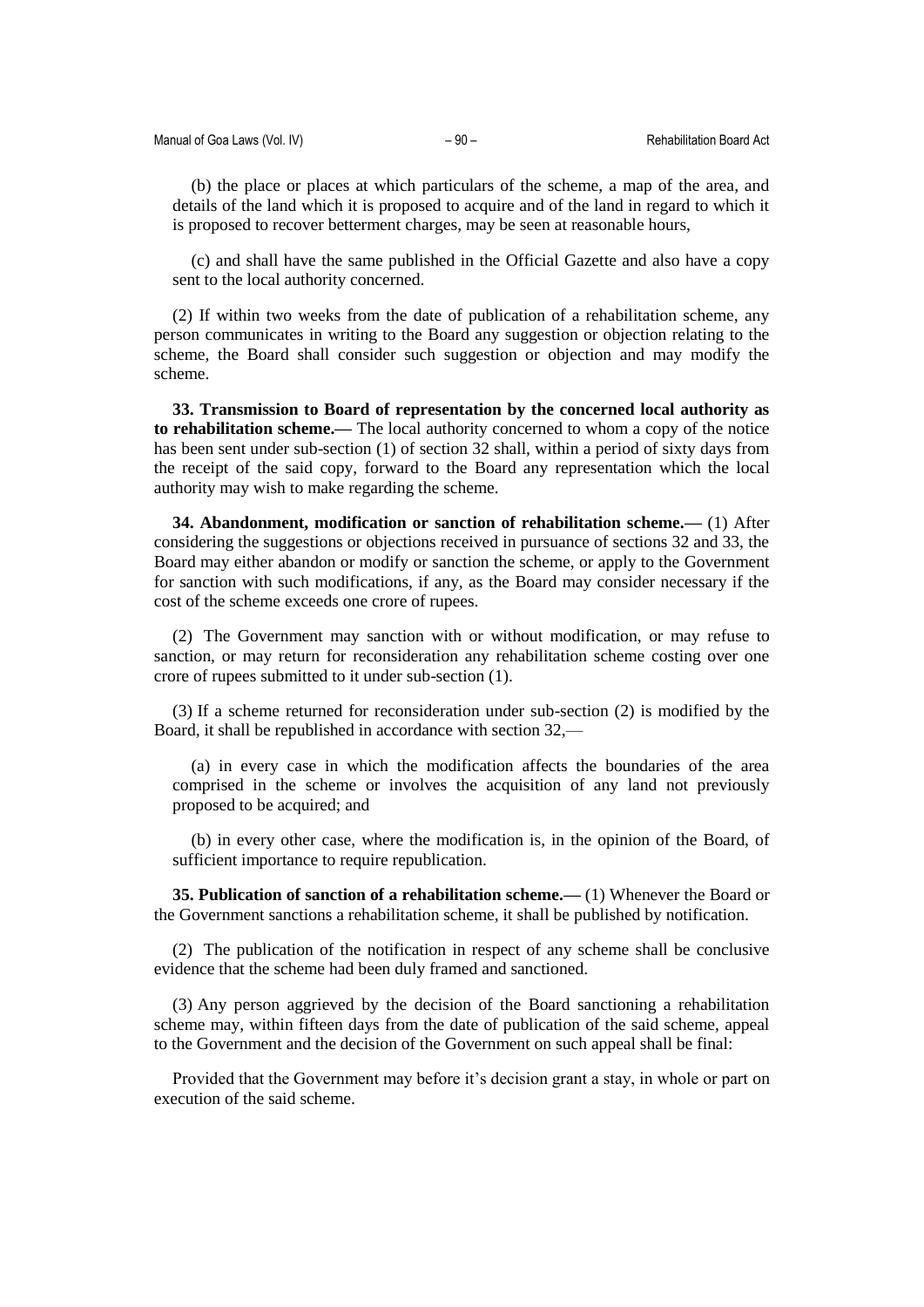(b) the place or places at which particulars of the scheme, a map of the area, and details of the land which it is proposed to acquire and of the land in regard to which it is proposed to recover betterment charges, may be seen at reasonable hours,

(c) and shall have the same published in the Official Gazette and also have a copy sent to the local authority concerned.

(2) If within two weeks from the date of publication of a rehabilitation scheme, any person communicates in writing to the Board any suggestion or objection relating to the scheme, the Board shall consider such suggestion or objection and may modify the scheme.

**33. Transmission to Board of representation by the concerned local authority as to rehabilitation scheme.—** The local authority concerned to whom a copy of the notice has been sent under sub-section (1) of section 32 shall, within a period of sixty days from the receipt of the said copy, forward to the Board any representation which the local authority may wish to make regarding the scheme.

**34. Abandonment, modification or sanction of rehabilitation scheme.—** (1) After considering the suggestions or objections received in pursuance of sections 32 and 33, the Board may either abandon or modify or sanction the scheme, or apply to the Government for sanction with such modifications, if any, as the Board may consider necessary if the cost of the scheme exceeds one crore of rupees.

(2) The Government may sanction with or without modification, or may refuse to sanction, or may return for reconsideration any rehabilitation scheme costing over one crore of rupees submitted to it under sub-section (1).

(3) If a scheme returned for reconsideration under sub-section (2) is modified by the Board, it shall be republished in accordance with section 32,—

(a) in every case in which the modification affects the boundaries of the area comprised in the scheme or involves the acquisition of any land not previously proposed to be acquired; and

(b) in every other case, where the modification is, in the opinion of the Board, of sufficient importance to require republication.

**35. Publication of sanction of a rehabilitation scheme.—** (1) Whenever the Board or the Government sanctions a rehabilitation scheme, it shall be published by notification.

(2) The publication of the notification in respect of any scheme shall be conclusive evidence that the scheme had been duly framed and sanctioned.

(3) Any person aggrieved by the decision of the Board sanctioning a rehabilitation scheme may, within fifteen days from the date of publication of the said scheme, appeal to the Government and the decision of the Government on such appeal shall be final:

Provided that the Government may before it's decision grant a stay, in whole or part on execution of the said scheme.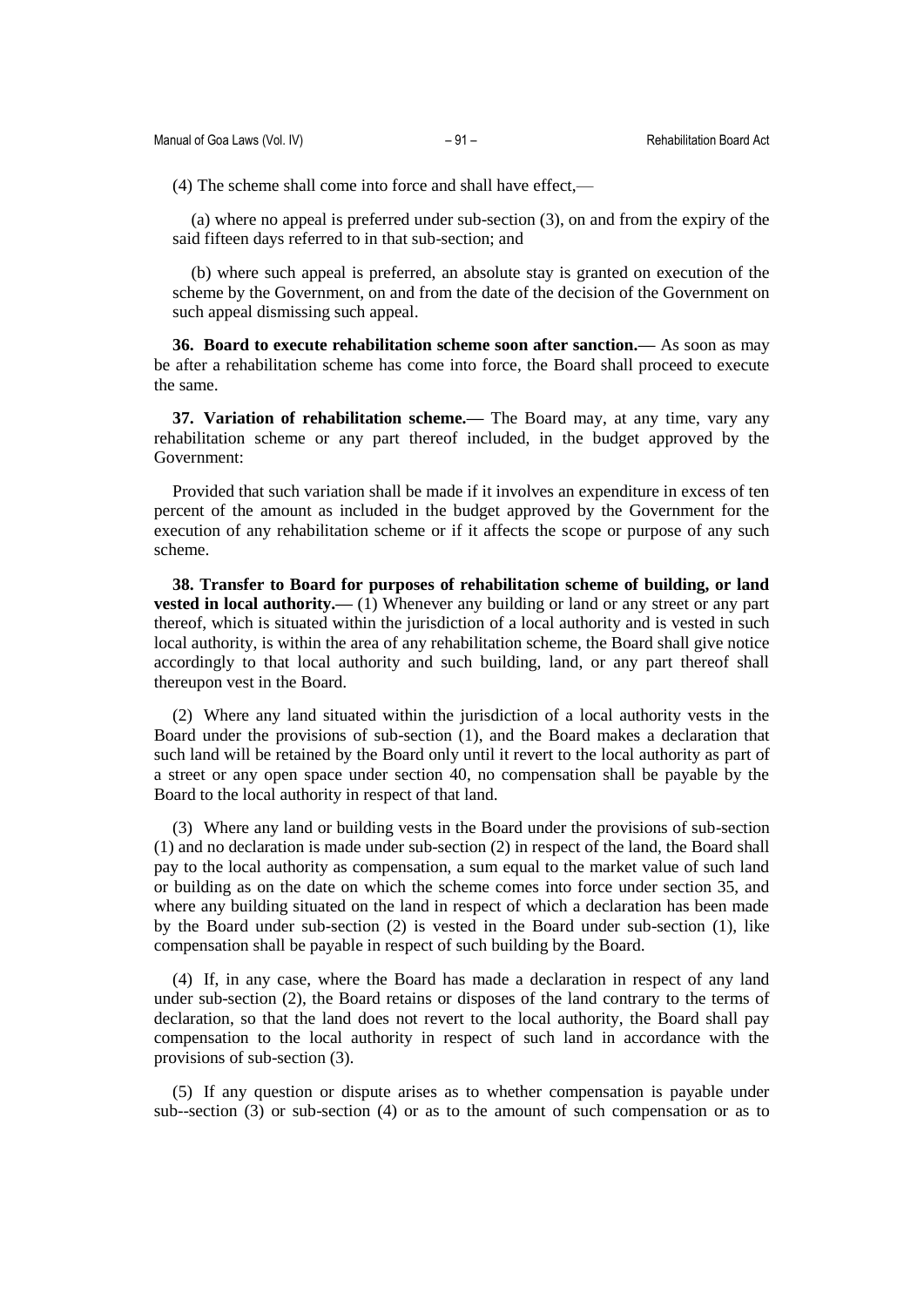(4) The scheme shall come into force and shall have effect,—

(a) where no appeal is preferred under sub-section (3), on and from the expiry of the said fifteen days referred to in that sub-section; and

(b) where such appeal is preferred, an absolute stay is granted on execution of the scheme by the Government, on and from the date of the decision of the Government on such appeal dismissing such appeal.

**36. Board to execute rehabilitation scheme soon after sanction.—** As soon as may be after a rehabilitation scheme has come into force, the Board shall proceed to execute the same.

**37. Variation of rehabilitation scheme.—** The Board may, at any time, vary any rehabilitation scheme or any part thereof included, in the budget approved by the Government:

Provided that such variation shall be made if it involves an expenditure in excess of ten percent of the amount as included in the budget approved by the Government for the execution of any rehabilitation scheme or if it affects the scope or purpose of any such scheme.

**38. Transfer to Board for purposes of rehabilitation scheme of building, or land vested in local authority.—** (1) Whenever any building or land or any street or any part thereof, which is situated within the jurisdiction of a local authority and is vested in such local authority, is within the area of any rehabilitation scheme, the Board shall give notice accordingly to that local authority and such building, land, or any part thereof shall thereupon vest in the Board.

(2) Where any land situated within the jurisdiction of a local authority vests in the Board under the provisions of sub-section (1), and the Board makes a declaration that such land will be retained by the Board only until it revert to the local authority as part of a street or any open space under section 40, no compensation shall be payable by the Board to the local authority in respect of that land.

(3) Where any land or building vests in the Board under the provisions of sub-section (1) and no declaration is made under sub-section (2) in respect of the land, the Board shall pay to the local authority as compensation, a sum equal to the market value of such land or building as on the date on which the scheme comes into force under section 35, and where any building situated on the land in respect of which a declaration has been made by the Board under sub-section (2) is vested in the Board under sub-section (1), like compensation shall be payable in respect of such building by the Board.

(4) If, in any case, where the Board has made a declaration in respect of any land under sub-section (2), the Board retains or disposes of the land contrary to the terms of declaration, so that the land does not revert to the local authority, the Board shall pay compensation to the local authority in respect of such land in accordance with the provisions of sub-section (3).

(5) If any question or dispute arises as to whether compensation is payable under sub--section (3) or sub-section (4) or as to the amount of such compensation or as to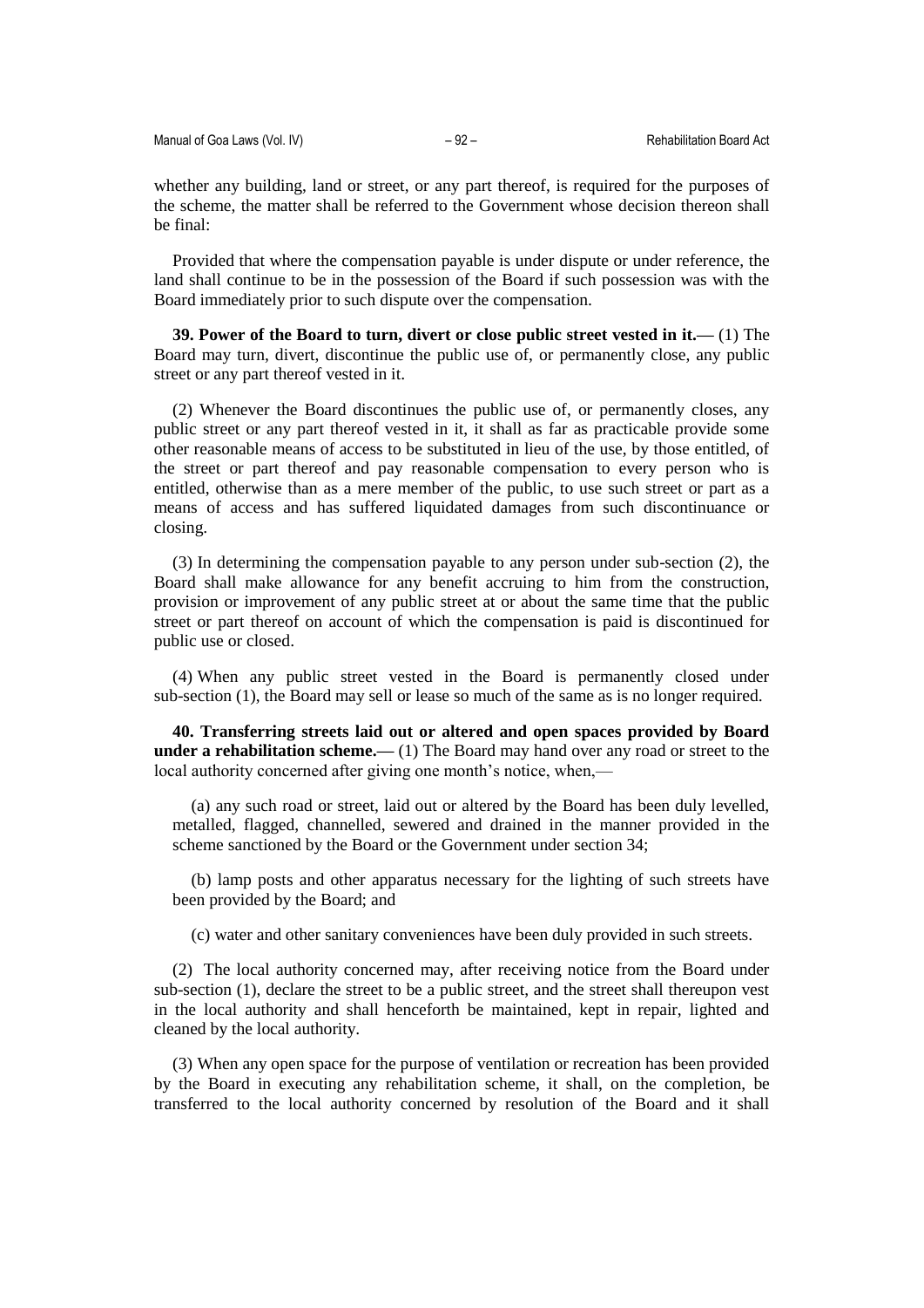whether any building, land or street, or any part thereof, is required for the purposes of the scheme, the matter shall be referred to the Government whose decision thereon shall be final:

Provided that where the compensation payable is under dispute or under reference, the land shall continue to be in the possession of the Board if such possession was with the Board immediately prior to such dispute over the compensation.

**39. Power of the Board to turn, divert or close public street vested in it.—** (1) The Board may turn, divert, discontinue the public use of, or permanently close, any public street or any part thereof vested in it.

(2) Whenever the Board discontinues the public use of, or permanently closes, any public street or any part thereof vested in it, it shall as far as practicable provide some other reasonable means of access to be substituted in lieu of the use, by those entitled, of the street or part thereof and pay reasonable compensation to every person who is entitled, otherwise than as a mere member of the public, to use such street or part as a means of access and has suffered liquidated damages from such discontinuance or closing.

(3) In determining the compensation payable to any person under sub-section (2), the Board shall make allowance for any benefit accruing to him from the construction, provision or improvement of any public street at or about the same time that the public street or part thereof on account of which the compensation is paid is discontinued for public use or closed.

(4) When any public street vested in the Board is permanently closed under sub-section (1), the Board may sell or lease so much of the same as is no longer required.

**40. Transferring streets laid out or altered and open spaces provided by Board under a rehabilitation scheme.—** (1) The Board may hand over any road or street to the local authority concerned after giving one month's notice, when,—

(a) any such road or street, laid out or altered by the Board has been duly levelled, metalled, flagged, channelled, sewered and drained in the manner provided in the scheme sanctioned by the Board or the Government under section 34;

(b) lamp posts and other apparatus necessary for the lighting of such streets have been provided by the Board; and

(c) water and other sanitary conveniences have been duly provided in such streets.

(2) The local authority concerned may, after receiving notice from the Board under sub-section (1), declare the street to be a public street, and the street shall thereupon vest in the local authority and shall henceforth be maintained, kept in repair, lighted and cleaned by the local authority.

(3) When any open space for the purpose of ventilation or recreation has been provided by the Board in executing any rehabilitation scheme, it shall, on the completion, be transferred to the local authority concerned by resolution of the Board and it shall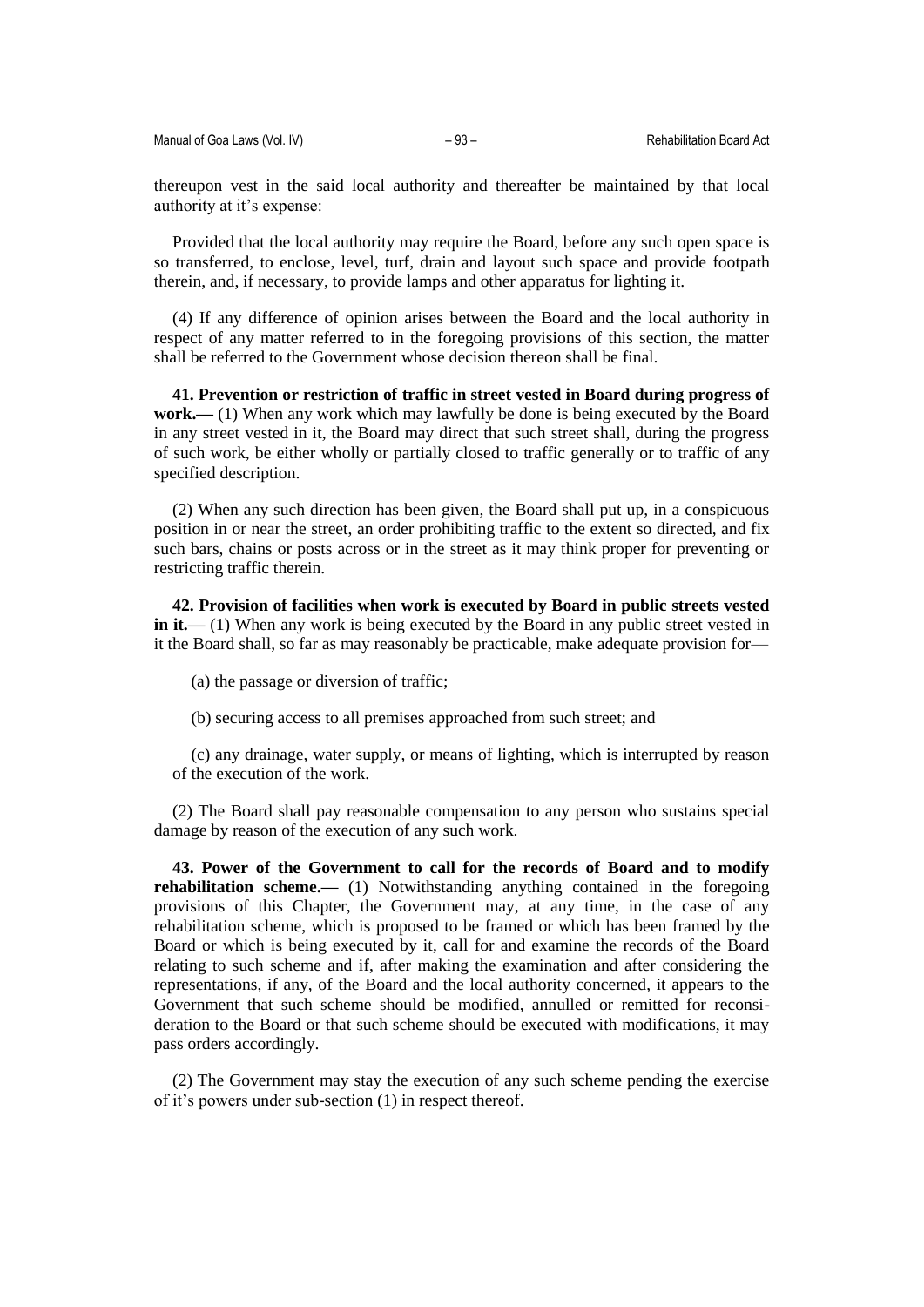thereupon vest in the said local authority and thereafter be maintained by that local authority at it's expense:

Provided that the local authority may require the Board, before any such open space is so transferred, to enclose, level, turf, drain and layout such space and provide footpath therein, and, if necessary, to provide lamps and other apparatus for lighting it.

(4) If any difference of opinion arises between the Board and the local authority in respect of any matter referred to in the foregoing provisions of this section, the matter shall be referred to the Government whose decision thereon shall be final.

**41. Prevention or restriction of traffic in street vested in Board during progress of work.—** (1) When any work which may lawfully be done is being executed by the Board in any street vested in it, the Board may direct that such street shall, during the progress of such work, be either wholly or partially closed to traffic generally or to traffic of any specified description.

(2) When any such direction has been given, the Board shall put up, in a conspicuous position in or near the street, an order prohibiting traffic to the extent so directed, and fix such bars, chains or posts across or in the street as it may think proper for preventing or restricting traffic therein.

**42. Provision of facilities when work is executed by Board in public streets vested in it.—** (1) When any work is being executed by the Board in any public street vested in it the Board shall, so far as may reasonably be practicable, make adequate provision for—

(a) the passage or diversion of traffic;

(b) securing access to all premises approached from such street; and

(c) any drainage, water supply, or means of lighting, which is interrupted by reason of the execution of the work.

(2) The Board shall pay reasonable compensation to any person who sustains special damage by reason of the execution of any such work.

**43. Power of the Government to call for the records of Board and to modify rehabilitation scheme.—** (1) Notwithstanding anything contained in the foregoing provisions of this Chapter, the Government may, at any time, in the case of any rehabilitation scheme, which is proposed to be framed or which has been framed by the Board or which is being executed by it, call for and examine the records of the Board relating to such scheme and if, after making the examination and after considering the representations, if any, of the Board and the local authority concerned, it appears to the Government that such scheme should be modified, annulled or remitted for reconsideration to the Board or that such scheme should be executed with modifications, it may pass orders accordingly.

(2) The Government may stay the execution of any such scheme pending the exercise of it's powers under sub-section (1) in respect thereof.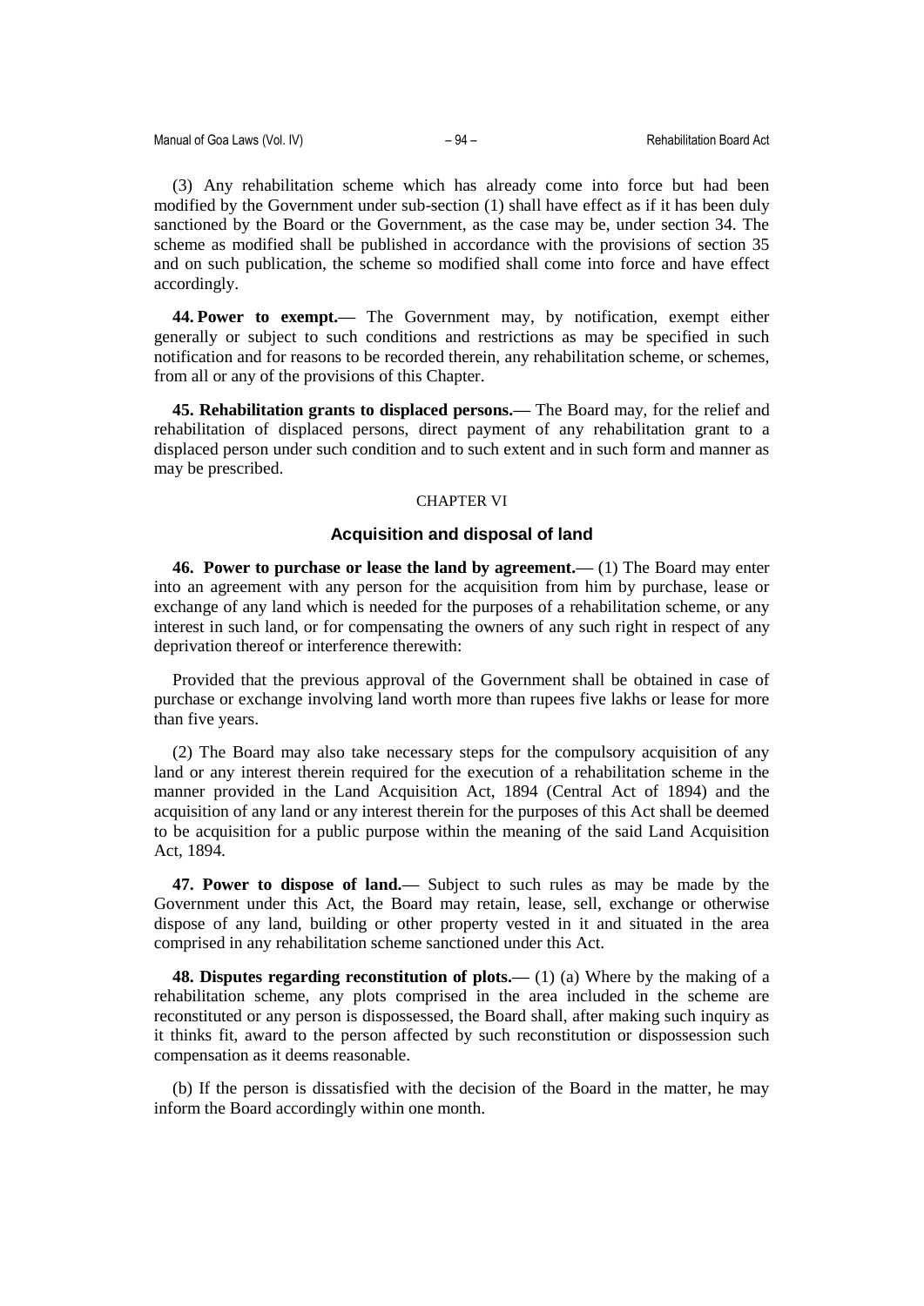(3) Any rehabilitation scheme which has already come into force but had been modified by the Government under sub-section (1) shall have effect as if it has been duly sanctioned by the Board or the Government, as the case may be, under section 34. The scheme as modified shall be published in accordance with the provisions of section 35 and on such publication, the scheme so modified shall come into force and have effect accordingly.

**44. Power to exempt.—** The Government may, by notification, exempt either generally or subject to such conditions and restrictions as may be specified in such notification and for reasons to be recorded therein, any rehabilitation scheme, or schemes, from all or any of the provisions of this Chapter.

**45. Rehabilitation grants to displaced persons.—** The Board may, for the relief and rehabilitation of displaced persons, direct payment of any rehabilitation grant to a displaced person under such condition and to such extent and in such form and manner as may be prescribed.

CHAPTER VI

## Acquisition and disposal of land

**46. Power to purchase or lease the land by agreement.—** (1) The Board may enter into an agreement with any person for the acquisition from him by purchase, lease or exchange of any land which is needed for the purposes of a rehabilitation scheme, or any interest in such land, or for compensating the owners of any such right in respect of any deprivation thereof or interference therewith:

Provided that the previous approval of the Government shall be obtained in case of purchase or exchange involving land worth more than rupees five lakhs or lease for more than five years.

(2) The Board may also take necessary steps for the compulsory acquisition of any land or any interest therein required for the execution of a rehabilitation scheme in the manner provided in the Land Acquisition Act, 1894 (Central Act of 1894) and the acquisition of any land or any interest therein for the purposes of this Act shall be deemed to be acquisition for a public purpose within the meaning of the said Land Acquisition Act, 1894.

**47. Power to dispose of land.—** Subject to such rules as may be made by the Government under this Act, the Board may retain, lease, sell, exchange or otherwise dispose of any land, building or other property vested in it and situated in the area comprised in any rehabilitation scheme sanctioned under this Act.

**48. Disputes regarding reconstitution of plots.—** (1) (a) Where by the making of a rehabilitation scheme, any plots comprised in the area included in the scheme are reconstituted or any person is dispossessed, the Board shall, after making such inquiry as it thinks fit, award to the person affected by such reconstitution or dispossession such compensation as it deems reasonable.

(b) If the person is dissatisfied with the decision of the Board in the matter, he may inform the Board accordingly within one month.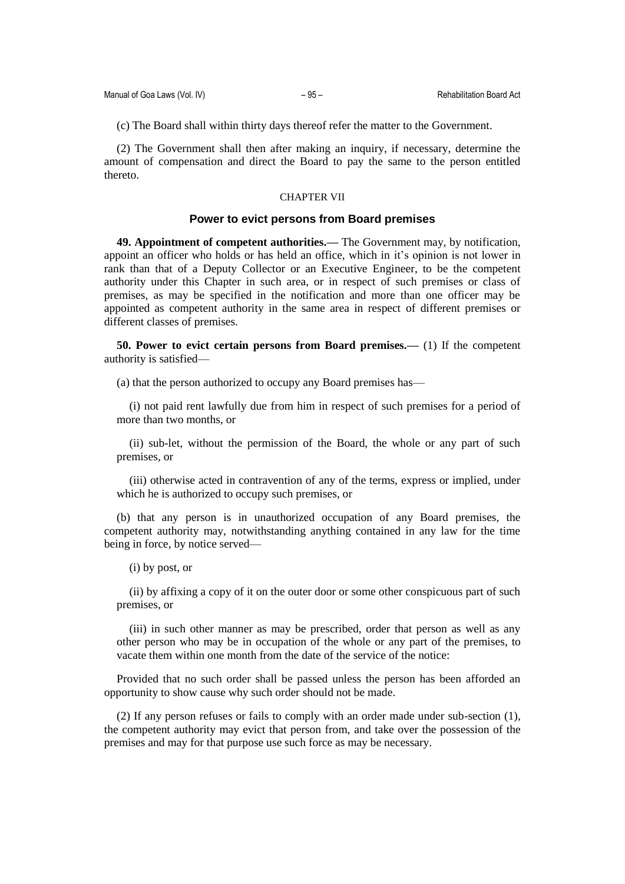(c) The Board shall within thirty days thereof refer the matter to the Government.

(2) The Government shall then after making an inquiry, if necessary, determine the amount of compensation and direct the Board to pay the same to the person entitled thereto.

## CHAPTER VII

### Power to evict persons from Board premises

**49. Appointment of competent authorities.—** The Government may, by notification, appoint an officer who holds or has held an office, which in it's opinion is not lower in rank than that of a Deputy Collector or an Executive Engineer, to be the competent authority under this Chapter in such area, or in respect of such premises or class of premises, as may be specified in the notification and more than one officer may be appointed as competent authority in the same area in respect of different premises or different classes of premises.

**50. Power to evict certain persons from Board premises.—** (1) If the competent authority is satisfied—

(a) that the person authorized to occupy any Board premises has—

(i) not paid rent lawfully due from him in respect of such premises for a period of more than two months, or

(ii) sub-let, without the permission of the Board, the whole or any part of such premises, or

(iii) otherwise acted in contravention of any of the terms, express or implied, under which he is authorized to occupy such premises, or

(b) that any person is in unauthorized occupation of any Board premises, the competent authority may, notwithstanding anything contained in any law for the time being in force, by notice served—

(i) by post, or

(ii) by affixing a copy of it on the outer door or some other conspicuous part of such premises, or

(iii) in such other manner as may be prescribed, order that person as well as any other person who may be in occupation of the whole or any part of the premises, to vacate them within one month from the date of the service of the notice:

Provided that no such order shall be passed unless the person has been afforded an opportunity to show cause why such order should not be made.

(2) If any person refuses or fails to comply with an order made under sub-section (1), the competent authority may evict that person from, and take over the possession of the premises and may for that purpose use such force as may be necessary.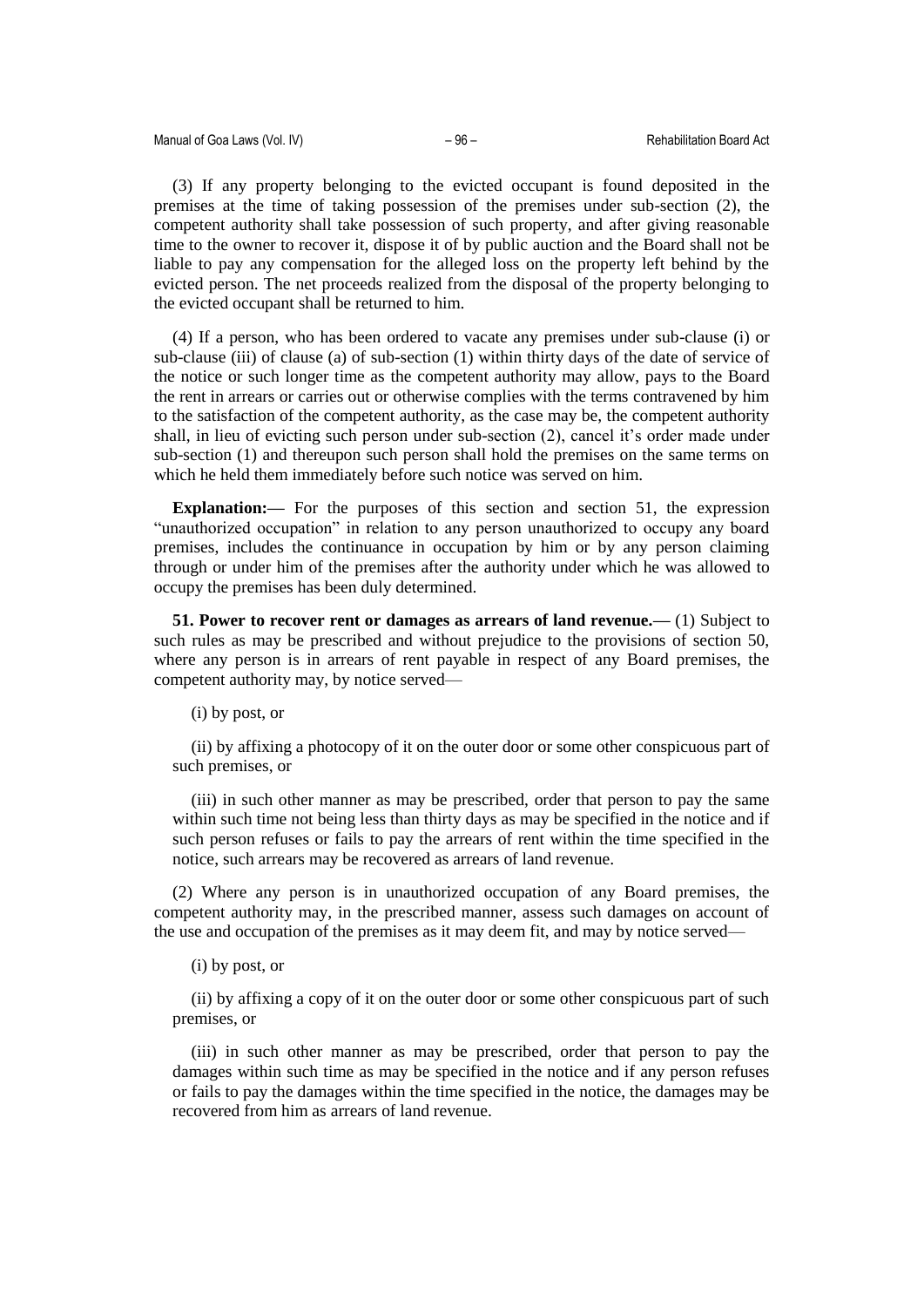(3) If any property belonging to the evicted occupant is found deposited in the premises at the time of taking possession of the premises under sub-section (2), the competent authority shall take possession of such property, and after giving reasonable time to the owner to recover it, dispose it of by public auction and the Board shall not be liable to pay any compensation for the alleged loss on the property left behind by the evicted person. The net proceeds realized from the disposal of the property belonging to the evicted occupant shall be returned to him.

(4) If a person, who has been ordered to vacate any premises under sub-clause (i) or sub-clause (iii) of clause (a) of sub-section (1) within thirty days of the date of service of the notice or such longer time as the competent authority may allow, pays to the Board the rent in arrears or carries out or otherwise complies with the terms contravened by him to the satisfaction of the competent authority, as the case may be, the competent authority shall, in lieu of evicting such person under sub-section (2), cancel it's order made under sub-section (1) and thereupon such person shall hold the premises on the same terms on which he held them immediately before such notice was served on him.

**Explanation:—** For the purposes of this section and section 51, the expression "unauthorized occupation" in relation to any person unauthorized to occupy any board premises, includes the continuance in occupation by him or by any person claiming through or under him of the premises after the authority under which he was allowed to occupy the premises has been duly determined.

**51. Power to recover rent or damages as arrears of land revenue.—** (1) Subject to such rules as may be prescribed and without prejudice to the provisions of section 50, where any person is in arrears of rent payable in respect of any Board premises, the competent authority may, by notice served—

(i) by post, or

(ii) by affixing a photocopy of it on the outer door or some other conspicuous part of such premises, or

(iii) in such other manner as may be prescribed, order that person to pay the same within such time not being less than thirty days as may be specified in the notice and if such person refuses or fails to pay the arrears of rent within the time specified in the notice, such arrears may be recovered as arrears of land revenue.

(2) Where any person is in unauthorized occupation of any Board premises, the competent authority may, in the prescribed manner, assess such damages on account of the use and occupation of the premises as it may deem fit, and may by notice served—

(i) by post, or

(ii) by affixing a copy of it on the outer door or some other conspicuous part of such premises, or

(iii) in such other manner as may be prescribed, order that person to pay the damages within such time as may be specified in the notice and if any person refuses or fails to pay the damages within the time specified in the notice, the damages may be recovered from him as arrears of land revenue.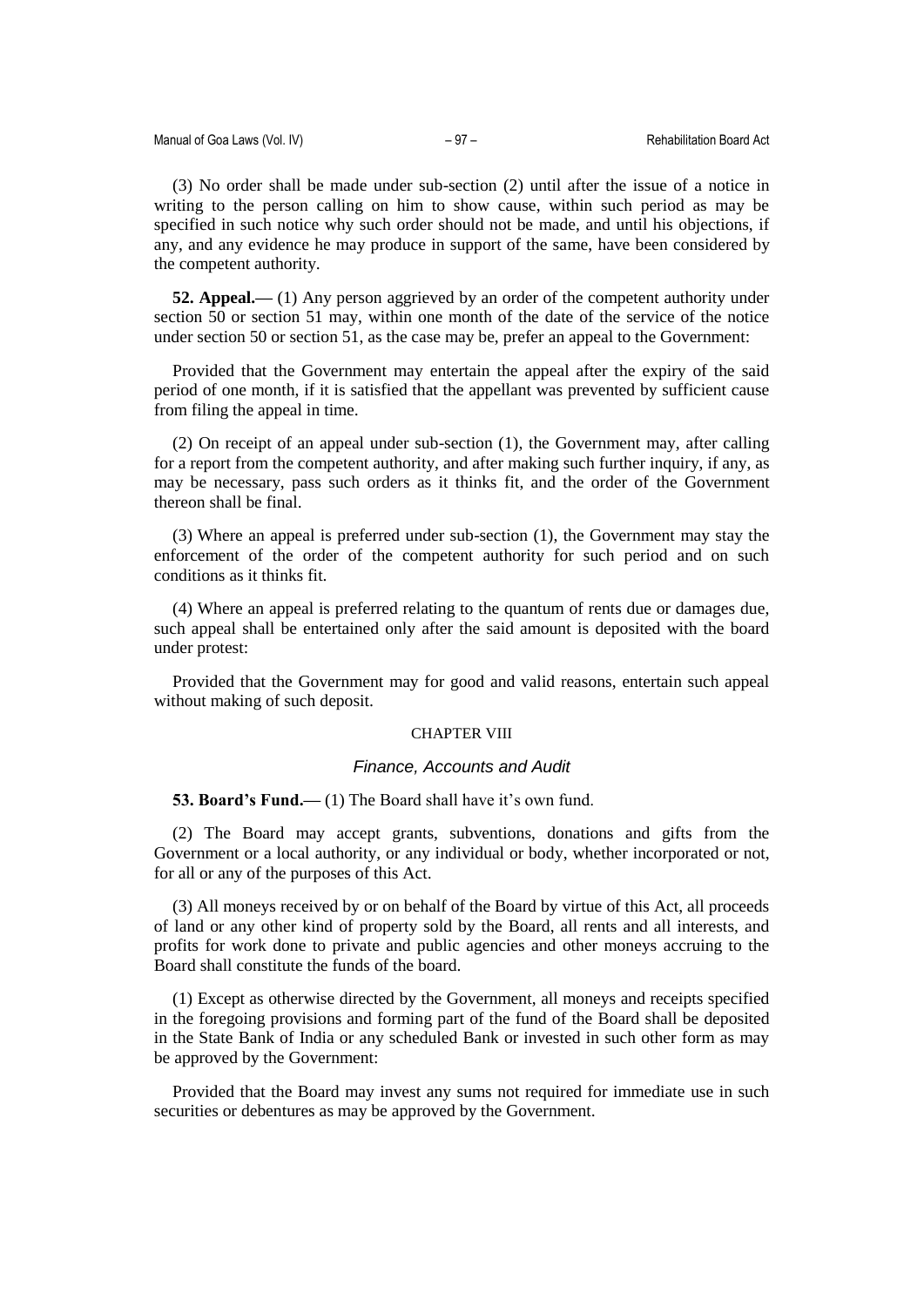(3) No order shall be made under sub-section (2) until after the issue of a notice in writing to the person calling on him to show cause, within such period as may be specified in such notice why such order should not be made, and until his objections, if any, and any evidence he may produce in support of the same, have been considered by the competent authority.

**52. Appeal.—** (1) Any person aggrieved by an order of the competent authority under section 50 or section 51 may, within one month of the date of the service of the notice under section 50 or section 51, as the case may be, prefer an appeal to the Government:

Provided that the Government may entertain the appeal after the expiry of the said period of one month, if it is satisfied that the appellant was prevented by sufficient cause from filing the appeal in time.

(2) On receipt of an appeal under sub-section (1), the Government may, after calling for a report from the competent authority, and after making such further inquiry, if any, as may be necessary, pass such orders as it thinks fit, and the order of the Government thereon shall be final.

(3) Where an appeal is preferred under sub-section (1), the Government may stay the enforcement of the order of the competent authority for such period and on such conditions as it thinks fit.

(4) Where an appeal is preferred relating to the quantum of rents due or damages due, such appeal shall be entertained only after the said amount is deposited with the board under protest:

Provided that the Government may for good and valid reasons, entertain such appeal without making of such deposit.

## CHAPTER VIII

### *Finance, Accounts and Audit*

**53. Board's Fund.—** (1) The Board shall have it's own fund.

(2) The Board may accept grants, subventions, donations and gifts from the Government or a local authority, or any individual or body, whether incorporated or not, for all or any of the purposes of this Act.

(3) All moneys received by or on behalf of the Board by virtue of this Act, all proceeds of land or any other kind of property sold by the Board, all rents and all interests, and profits for work done to private and public agencies and other moneys accruing to the Board shall constitute the funds of the board.

(1) Except as otherwise directed by the Government, all moneys and receipts specified in the foregoing provisions and forming part of the fund of the Board shall be deposited in the State Bank of India or any scheduled Bank or invested in such other form as may be approved by the Government:

Provided that the Board may invest any sums not required for immediate use in such securities or debentures as may be approved by the Government.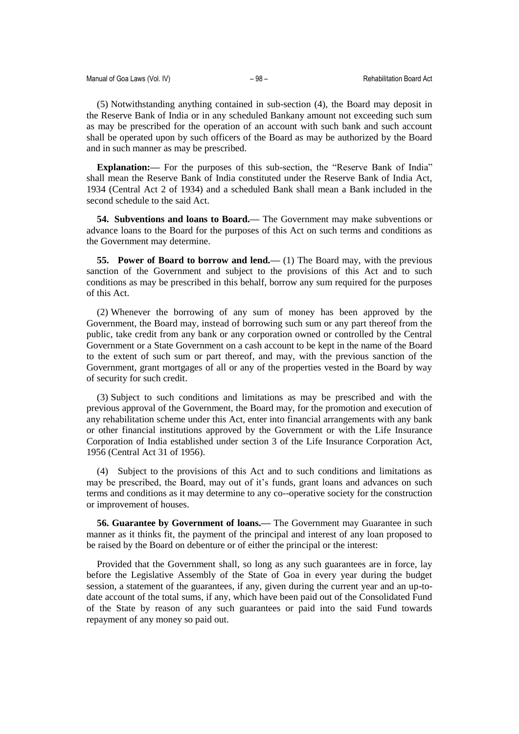(5) Notwithstanding anything contained in sub-section (4), the Board may deposit in the Reserve Bank of India or in any scheduled Bankany amount not exceeding such sum as may be prescribed for the operation of an account with such bank and such account shall be operated upon by such officers of the Board as may be authorized by the Board and in such manner as may be prescribed.

**Explanation:—** For the purposes of this sub-section, the "Reserve Bank of India" shall mean the Reserve Bank of India constituted under the Reserve Bank of India Act, 1934 (Central Act 2 of 1934) and a scheduled Bank shall mean a Bank included in the second schedule to the said Act.

**54. Subventions and loans to Board.—** The Government may make subventions or advance loans to the Board for the purposes of this Act on such terms and conditions as the Government may determine.

**55. Power of Board to borrow and lend.—** (1) The Board may, with the previous sanction of the Government and subject to the provisions of this Act and to such conditions as may be prescribed in this behalf, borrow any sum required for the purposes of this Act.

(2) Whenever the borrowing of any sum of money has been approved by the Government, the Board may, instead of borrowing such sum or any part thereof from the public, take credit from any bank or any corporation owned or controlled by the Central Government or a State Government on a cash account to be kept in the name of the Board to the extent of such sum or part thereof, and may, with the previous sanction of the Government, grant mortgages of all or any of the properties vested in the Board by way of security for such credit.

(3) Subject to such conditions and limitations as may be prescribed and with the previous approval of the Government, the Board may, for the promotion and execution of any rehabilitation scheme under this Act, enter into financial arrangements with any bank or other financial institutions approved by the Government or with the Life Insurance Corporation of India established under section 3 of the Life Insurance Corporation Act, 1956 (Central Act 31 of 1956).

(4) Subject to the provisions of this Act and to such conditions and limitations as may be prescribed, the Board, may out of it's funds, grant loans and advances on such terms and conditions as it may determine to any co--operative society for the construction or improvement of houses.

**56. Guarantee by Government of loans.—** The Government may Guarantee in such manner as it thinks fit, the payment of the principal and interest of any loan proposed to be raised by the Board on debenture or of either the principal or the interest:

Provided that the Government shall, so long as any such guarantees are in force, lay before the Legislative Assembly of the State of Goa in every year during the budget session, a statement of the guarantees, if any, given during the current year and an up-to-date account of the total sums, if any, which have been paid out of the Consolidated Fund of the State by reason of any such guarantees or paid into the said Fund towards repayment of any money so paid out.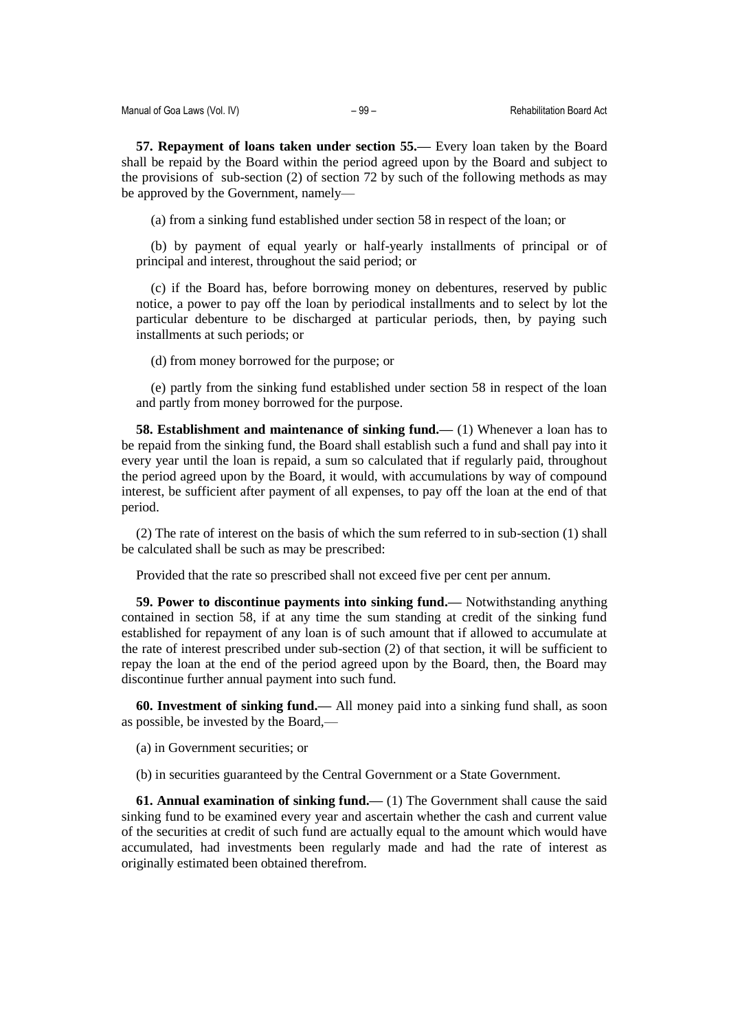**57. Repayment of loans taken under section 55.—** Every loan taken by the Board shall be repaid by the Board within the period agreed upon by the Board and subject to the provisions of sub-section (2) of section 72 by such of the following methods as may be approved by the Government, namely—

(a) from a sinking fund established under section 58 in respect of the loan; or

(b) by payment of equal yearly or half-yearly installments of principal or of principal and interest, throughout the said period; or

(c) if the Board has, before borrowing money on debentures, reserved by public notice, a power to pay off the loan by periodical installments and to select by lot the particular debenture to be discharged at particular periods, then, by paying such installments at such periods; or

(d) from money borrowed for the purpose; or

(e) partly from the sinking fund established under section 58 in respect of the loan and partly from money borrowed for the purpose.

**58. Establishment and maintenance of sinking fund.—** (1) Whenever a loan has to be repaid from the sinking fund, the Board shall establish such a fund and shall pay into it every year until the loan is repaid, a sum so calculated that if regularly paid, throughout the period agreed upon by the Board, it would, with accumulations by way of compound interest, be sufficient after payment of all expenses, to pay off the loan at the end of that period.

(2) The rate of interest on the basis of which the sum referred to in sub-section (1) shall be calculated shall be such as may be prescribed:

Provided that the rate so prescribed shall not exceed five per cent per annum.

**59. Power to discontinue payments into sinking fund.—** Notwithstanding anything contained in section 58, if at any time the sum standing at credit of the sinking fund established for repayment of any loan is of such amount that if allowed to accumulate at the rate of interest prescribed under sub-section (2) of that section, it will be sufficient to repay the loan at the end of the period agreed upon by the Board, then, the Board may discontinue further annual payment into such fund.

**60. Investment of sinking fund.—** All money paid into a sinking fund shall, as soon as possible, be invested by the Board,—

(a) in Government securities; or

(b) in securities guaranteed by the Central Government or a State Government.

**61. Annual examination of sinking fund.—** (1) The Government shall cause the said sinking fund to be examined every year and ascertain whether the cash and current value of the securities at credit of such fund are actually equal to the amount which would have accumulated, had investments been regularly made and had the rate of interest as originally estimated been obtained therefrom.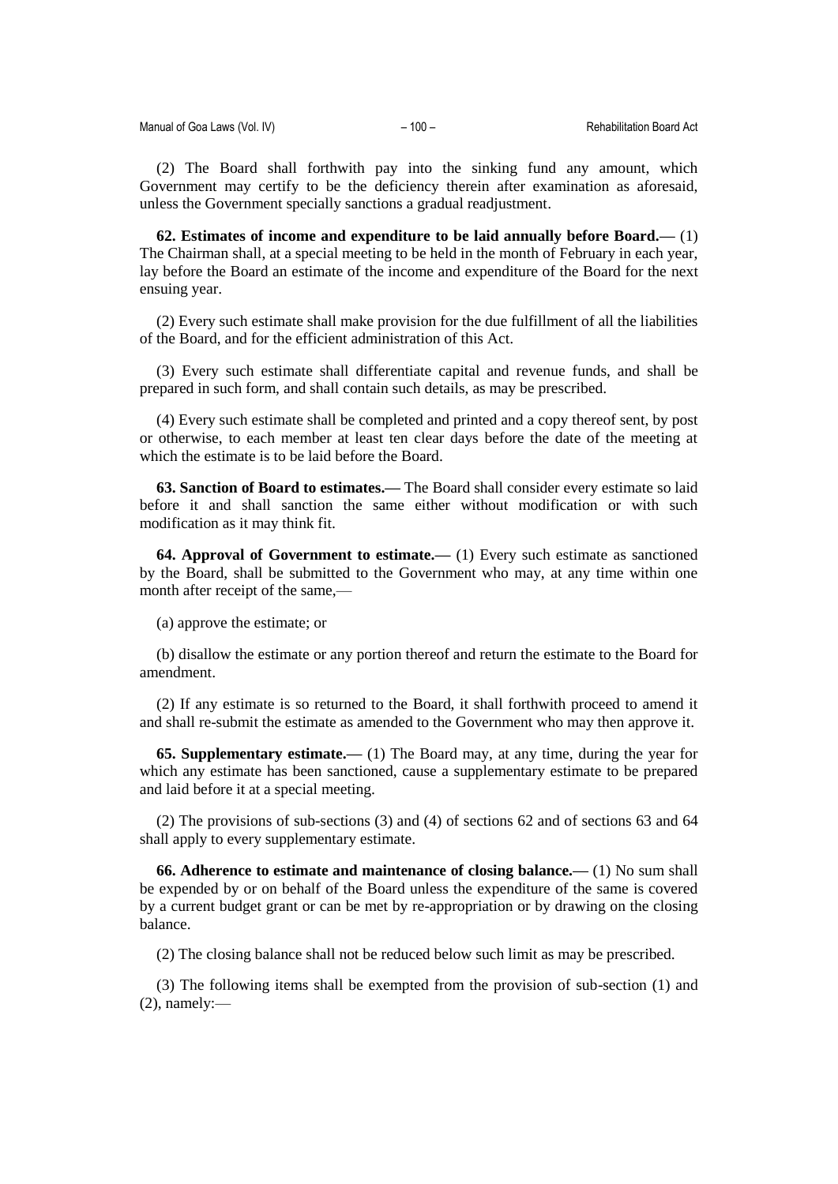(2) The Board shall forthwith pay into the sinking fund any amount, which Government may certify to be the deficiency therein after examination as aforesaid, unless the Government specially sanctions a gradual readjustment.

**62. Estimates of income and expenditure to be laid annually before Board.—** (1) The Chairman shall, at a special meeting to be held in the month of February in each year, lay before the Board an estimate of the income and expenditure of the Board for the next ensuing year.

(2) Every such estimate shall make provision for the due fulfillment of all the liabilities of the Board, and for the efficient administration of this Act.

(3) Every such estimate shall differentiate capital and revenue funds, and shall be prepared in such form, and shall contain such details, as may be prescribed.

(4) Every such estimate shall be completed and printed and a copy thereof sent, by post or otherwise, to each member at least ten clear days before the date of the meeting at which the estimate is to be laid before the Board.

**63. Sanction of Board to estimates.—** The Board shall consider every estimate so laid before it and shall sanction the same either without modification or with such modification as it may think fit.

**64. Approval of Government to estimate.—** (1) Every such estimate as sanctioned by the Board, shall be submitted to the Government who may, at any time within one month after receipt of the same,—

(a) approve the estimate; or

(b) disallow the estimate or any portion thereof and return the estimate to the Board for amendment.

(2) If any estimate is so returned to the Board, it shall forthwith proceed to amend it and shall re-submit the estimate as amended to the Government who may then approve it.

**65. Supplementary estimate.—** (1) The Board may, at any time, during the year for which any estimate has been sanctioned, cause a supplementary estimate to be prepared and laid before it at a special meeting.

(2) The provisions of sub-sections (3) and (4) of sections 62 and of sections 63 and 64 shall apply to every supplementary estimate.

**66. Adherence to estimate and maintenance of closing balance.—** (1) No sum shall be expended by or on behalf of the Board unless the expenditure of the same is covered by a current budget grant or can be met by re-appropriation or by drawing on the closing balance.

(2) The closing balance shall not be reduced below such limit as may be prescribed.

(3) The following items shall be exempted from the provision of sub-section (1) and (2), namely:—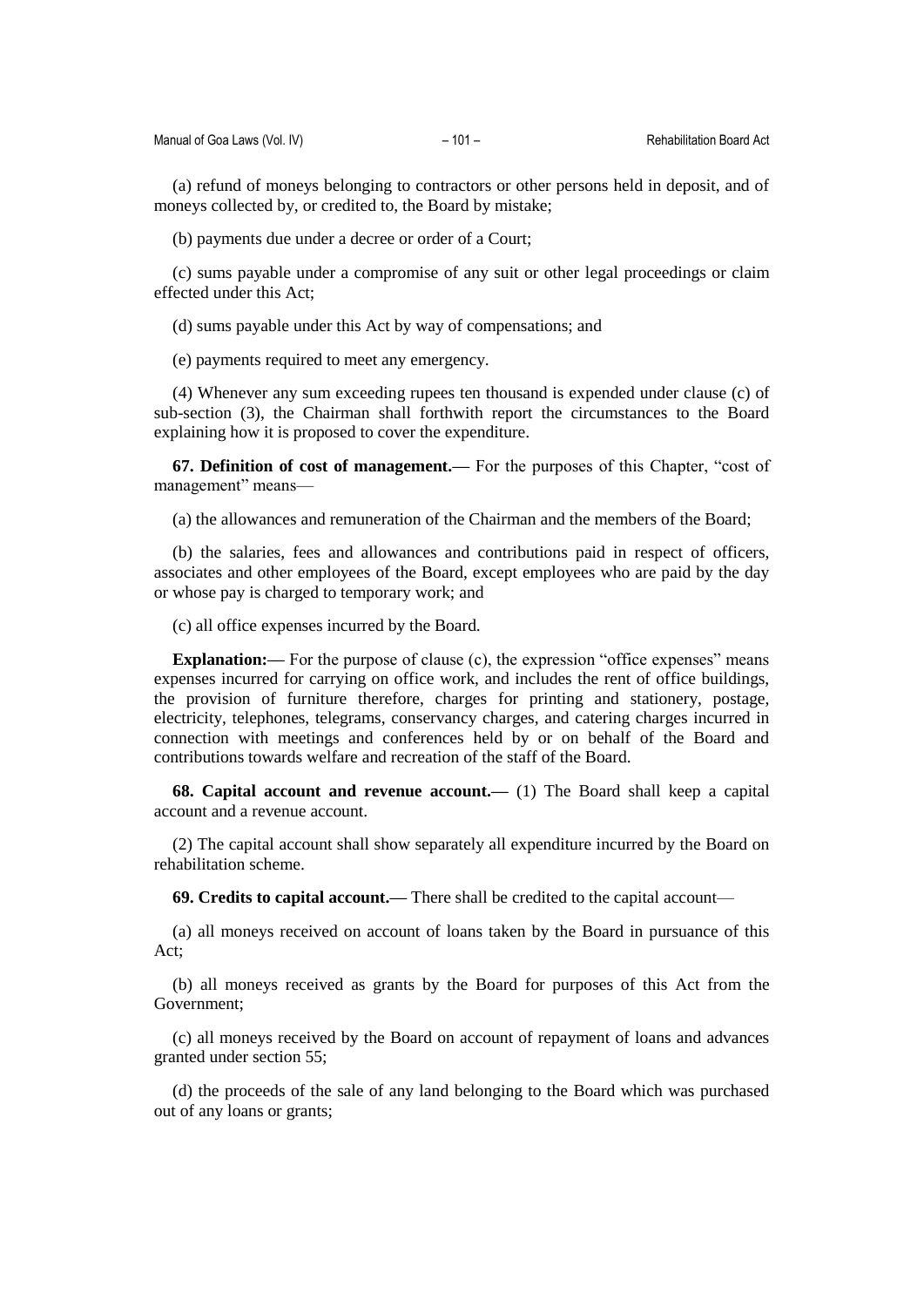(a) refund of moneys belonging to contractors or other persons held in deposit, and of moneys collected by, or credited to, the Board by mistake;

(b) payments due under a decree or order of a Court;

(c) sums payable under a compromise of any suit or other legal proceedings or claim effected under this Act;

(d) sums payable under this Act by way of compensations; and

(e) payments required to meet any emergency.

(4) Whenever any sum exceeding rupees ten thousand is expended under clause (c) of sub-section (3), the Chairman shall forthwith report the circumstances to the Board explaining how it is proposed to cover the expenditure.

**67. Definition of cost of management.—** For the purposes of this Chapter, "cost of management" means—

(a) the allowances and remuneration of the Chairman and the members of the Board;

(b) the salaries, fees and allowances and contributions paid in respect of officers, associates and other employees of the Board, except employees who are paid by the day or whose pay is charged to temporary work; and

(c) all office expenses incurred by the Board.

**Explanation:—** For the purpose of clause (c), the expression "office expenses" means expenses incurred for carrying on office work, and includes the rent of office buildings, the provision of furniture therefore, charges for printing and stationery, postage, electricity, telephones, telegrams, conservancy charges, and catering charges incurred in connection with meetings and conferences held by or on behalf of the Board and contributions towards welfare and recreation of the staff of the Board.

**68. Capital account and revenue account.—** (1) The Board shall keep a capital account and a revenue account.

(2) The capital account shall show separately all expenditure incurred by the Board on rehabilitation scheme.

**69. Credits to capital account.—** There shall be credited to the capital account—

(a) all moneys received on account of loans taken by the Board in pursuance of this Act;

(b) all moneys received as grants by the Board for purposes of this Act from the Government;

(c) all moneys received by the Board on account of repayment of loans and advances granted under section 55;

(d) the proceeds of the sale of any land belonging to the Board which was purchased out of any loans or grants;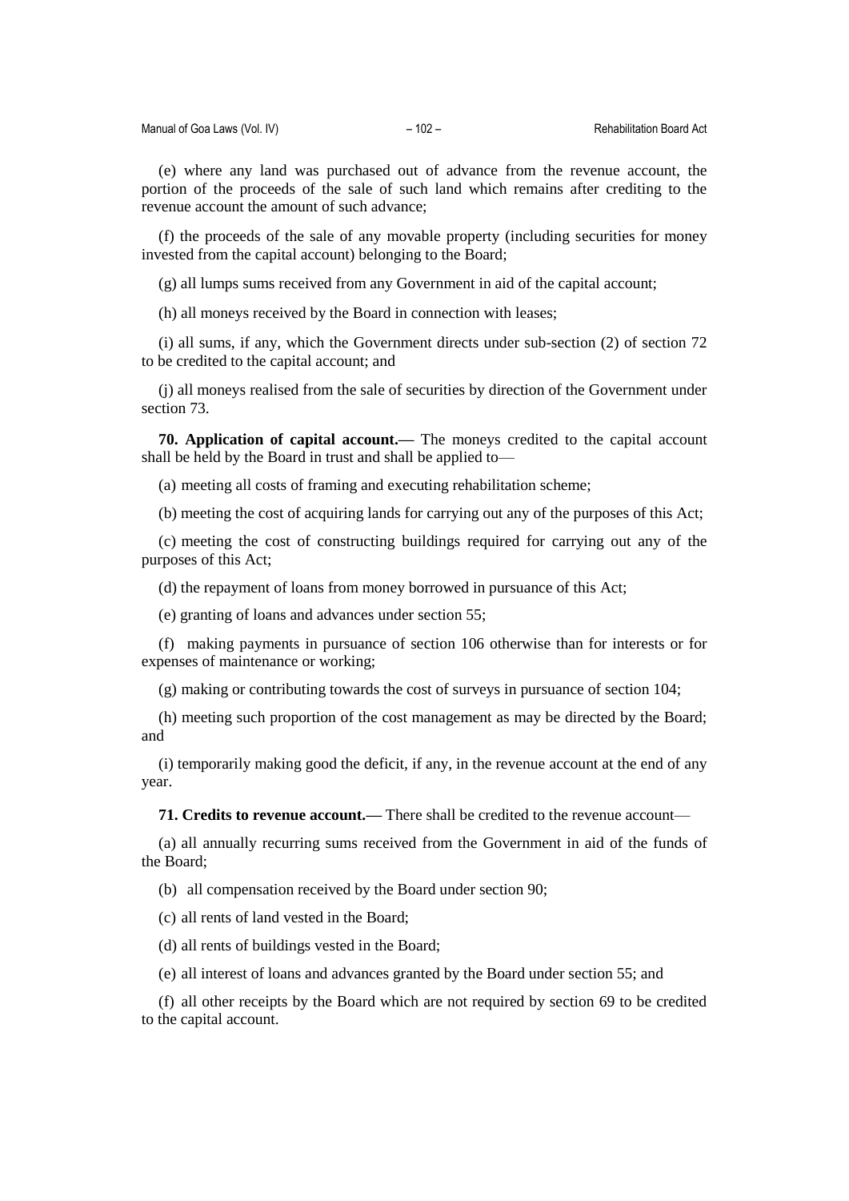(e) where any land was purchased out of advance from the revenue account, the portion of the proceeds of the sale of such land which remains after crediting to the revenue account the amount of such advance;

(f) the proceeds of the sale of any movable property (including securities for money invested from the capital account) belonging to the Board;

(g) all lumps sums received from any Government in aid of the capital account;

(h) all moneys received by the Board in connection with leases;

(i) all sums, if any, which the Government directs under sub-section (2) of section 72 to be credited to the capital account; and

(j) all moneys realised from the sale of securities by direction of the Government under section 73.

**70. Application of capital account.—** The moneys credited to the capital account shall be held by the Board in trust and shall be applied to—

(a) meeting all costs of framing and executing rehabilitation scheme;

(b) meeting the cost of acquiring lands for carrying out any of the purposes of this Act;

(c) meeting the cost of constructing buildings required for carrying out any of the purposes of this Act;

(d) the repayment of loans from money borrowed in pursuance of this Act;

(e) granting of loans and advances under section 55;

(f) making payments in pursuance of section 106 otherwise than for interests or for expenses of maintenance or working;

(g) making or contributing towards the cost of surveys in pursuance of section 104;

(h) meeting such proportion of the cost management as may be directed by the Board; and

(i) temporarily making good the deficit, if any, in the revenue account at the end of any year.

**71. Credits to revenue account.—** There shall be credited to the revenue account—

(a) all annually recurring sums received from the Government in aid of the funds of the Board;

(b) all compensation received by the Board under section 90;

(c) all rents of land vested in the Board;

(d) all rents of buildings vested in the Board;

(e) all interest of loans and advances granted by the Board under section 55; and

(f) all other receipts by the Board which are not required by section 69 to be credited to the capital account.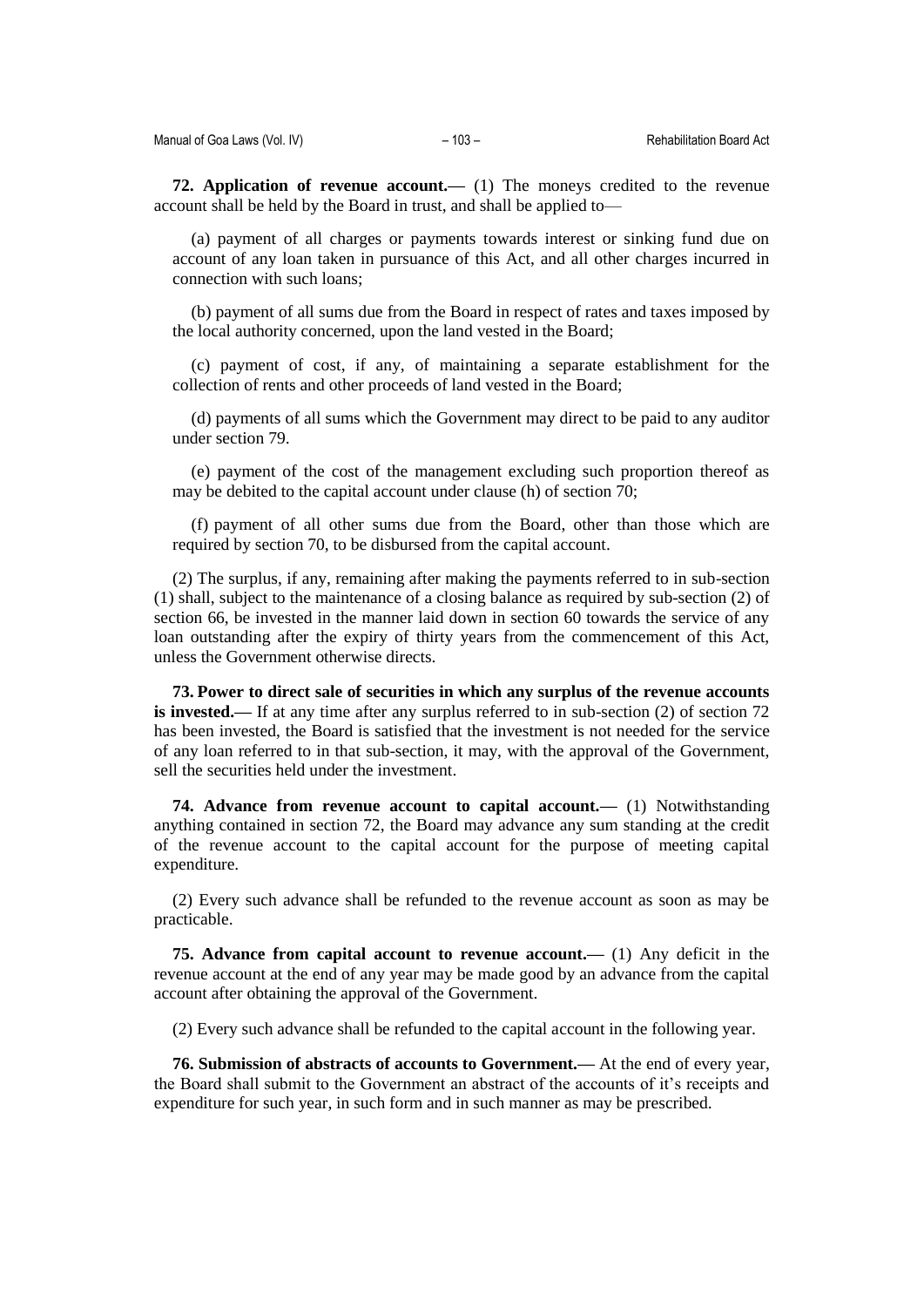**72. Application of revenue account.—** (1) The moneys credited to the revenue account shall be held by the Board in trust, and shall be applied to—

(a) payment of all charges or payments towards interest or sinking fund due on account of any loan taken in pursuance of this Act, and all other charges incurred in connection with such loans;

(b) payment of all sums due from the Board in respect of rates and taxes imposed by the local authority concerned, upon the land vested in the Board;

(c) payment of cost, if any, of maintaining a separate establishment for the collection of rents and other proceeds of land vested in the Board;

(d) payments of all sums which the Government may direct to be paid to any auditor under section 79.

(e) payment of the cost of the management excluding such proportion thereof as may be debited to the capital account under clause (h) of section 70;

(f) payment of all other sums due from the Board, other than those which are required by section 70, to be disbursed from the capital account.

(2) The surplus, if any, remaining after making the payments referred to in sub-section (1) shall, subject to the maintenance of a closing balance as required by sub-section (2) of section 66, be invested in the manner laid down in section 60 towards the service of any loan outstanding after the expiry of thirty years from the commencement of this Act, unless the Government otherwise directs.

**73. Power to direct sale of securities in which any surplus of the revenue accounts is invested.—** If at any time after any surplus referred to in sub-section (2) of section 72 has been invested, the Board is satisfied that the investment is not needed for the service of any loan referred to in that sub-section, it may, with the approval of the Government, sell the securities held under the investment.

**74. Advance from revenue account to capital account.—** (1) Notwithstanding anything contained in section 72, the Board may advance any sum standing at the credit of the revenue account to the capital account for the purpose of meeting capital expenditure.

(2) Every such advance shall be refunded to the revenue account as soon as may be practicable.

**75. Advance from capital account to revenue account.—** (1) Any deficit in the revenue account at the end of any year may be made good by an advance from the capital account after obtaining the approval of the Government.

(2) Every such advance shall be refunded to the capital account in the following year.

**76. Submission of abstracts of accounts to Government.—** At the end of every year, the Board shall submit to the Government an abstract of the accounts of it's receipts and expenditure for such year, in such form and in such manner as may be prescribed.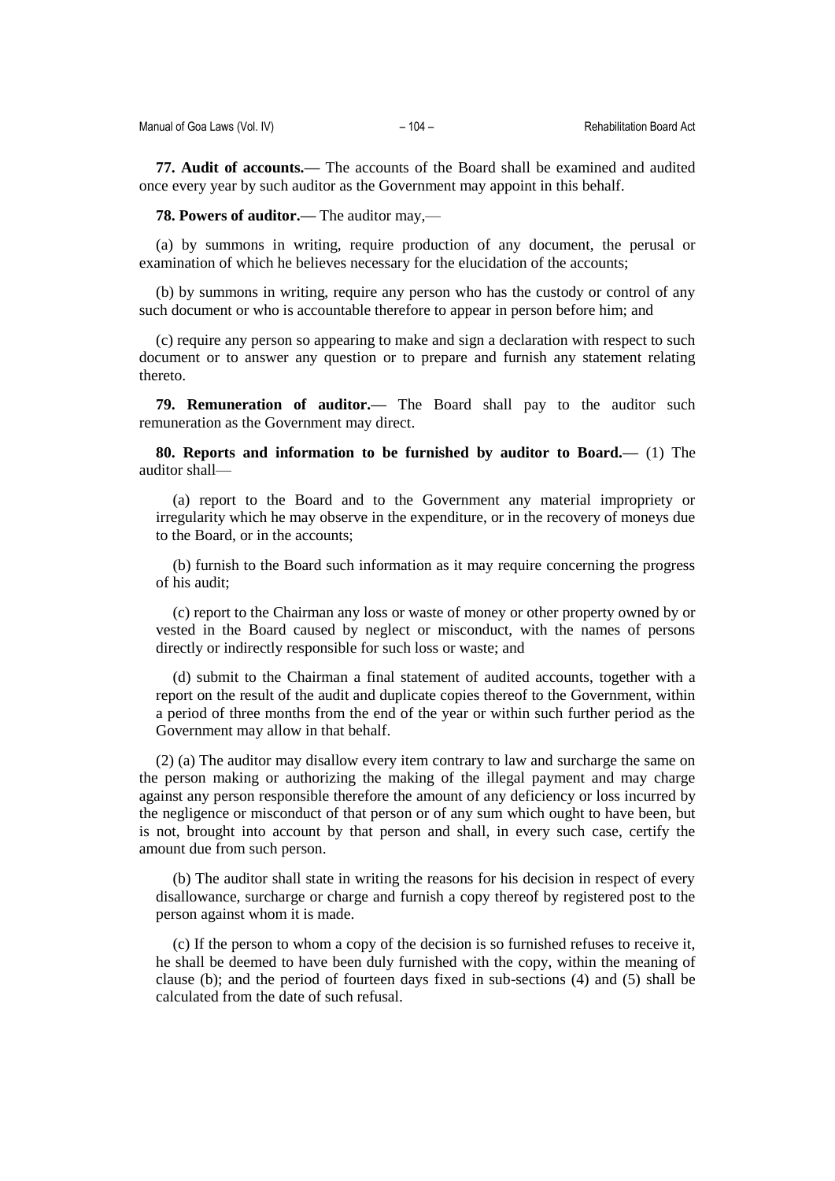**77. Audit of accounts.—** The accounts of the Board shall be examined and audited once every year by such auditor as the Government may appoint in this behalf.

**78. Powers of auditor.—** The auditor may,—

(a) by summons in writing, require production of any document, the perusal or examination of which he believes necessary for the elucidation of the accounts;

(b) by summons in writing, require any person who has the custody or control of any such document or who is accountable therefore to appear in person before him; and

(c) require any person so appearing to make and sign a declaration with respect to such document or to answer any question or to prepare and furnish any statement relating thereto.

**79. Remuneration of auditor.—** The Board shall pay to the auditor such remuneration as the Government may direct.

**80. Reports and information to be furnished by auditor to Board.—** (1) The auditor shall—

(a) report to the Board and to the Government any material impropriety or irregularity which he may observe in the expenditure, or in the recovery of moneys due to the Board, or in the accounts;

(b) furnish to the Board such information as it may require concerning the progress of his audit;

(c) report to the Chairman any loss or waste of money or other property owned by or vested in the Board caused by neglect or misconduct, with the names of persons directly or indirectly responsible for such loss or waste; and

(d) submit to the Chairman a final statement of audited accounts, together with a report on the result of the audit and duplicate copies thereof to the Government, within a period of three months from the end of the year or within such further period as the Government may allow in that behalf.

(2) (a) The auditor may disallow every item contrary to law and surcharge the same on the person making or authorizing the making of the illegal payment and may charge against any person responsible therefore the amount of any deficiency or loss incurred by the negligence or misconduct of that person or of any sum which ought to have been, but is not, brought into account by that person and shall, in every such case, certify the amount due from such person.

(b) The auditor shall state in writing the reasons for his decision in respect of every disallowance, surcharge or charge and furnish a copy thereof by registered post to the person against whom it is made.

(c) If the person to whom a copy of the decision is so furnished refuses to receive it, he shall be deemed to have been duly furnished with the copy, within the meaning of clause (b); and the period of fourteen days fixed in sub-sections (4) and (5) shall be calculated from the date of such refusal.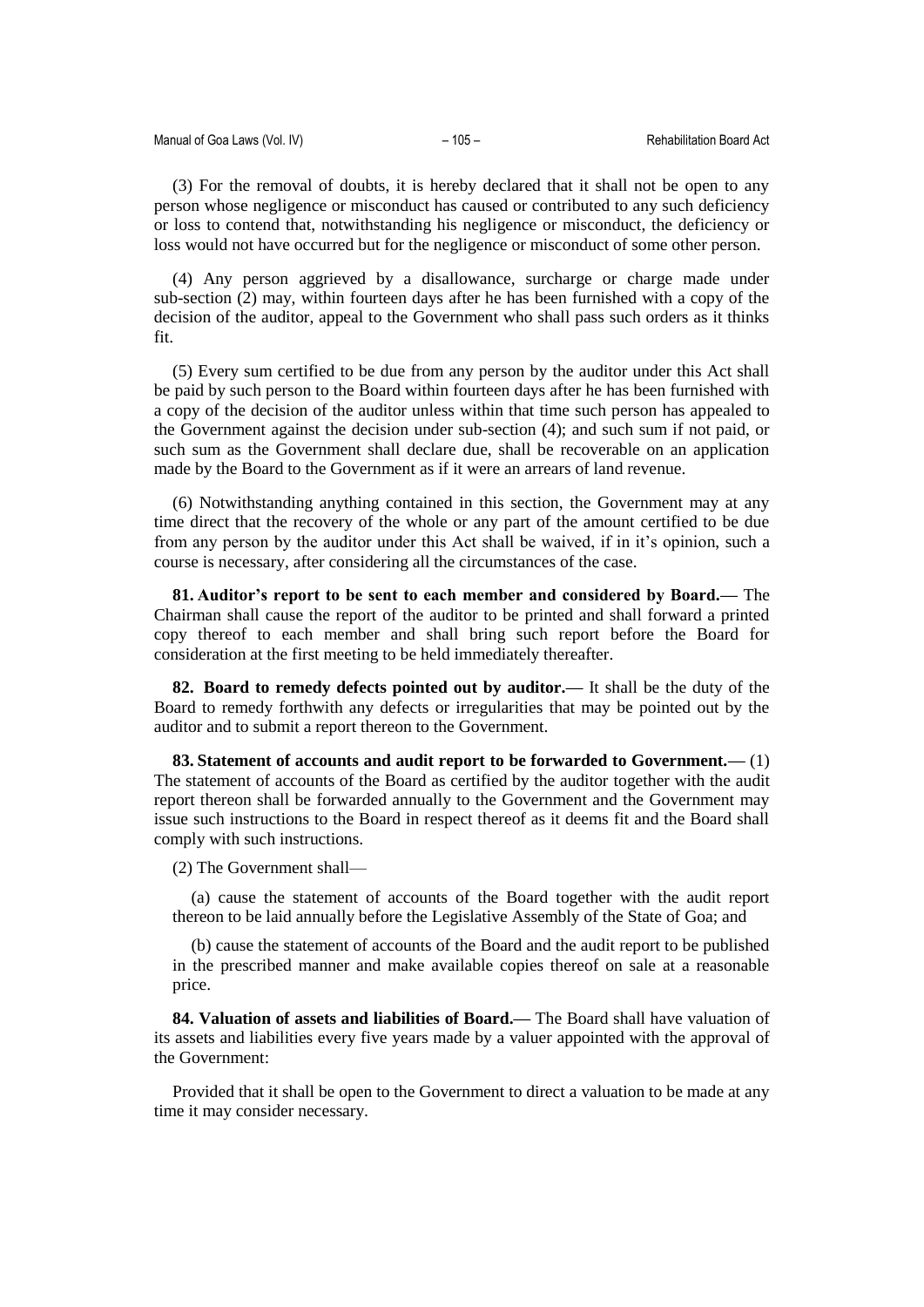(3) For the removal of doubts, it is hereby declared that it shall not be open to any person whose negligence or misconduct has caused or contributed to any such deficiency or loss to contend that, notwithstanding his negligence or misconduct, the deficiency or loss would not have occurred but for the negligence or misconduct of some other person.

(4) Any person aggrieved by a disallowance, surcharge or charge made under sub-section (2) may, within fourteen days after he has been furnished with a copy of the decision of the auditor, appeal to the Government who shall pass such orders as it thinks fit.

(5) Every sum certified to be due from any person by the auditor under this Act shall be paid by such person to the Board within fourteen days after he has been furnished with a copy of the decision of the auditor unless within that time such person has appealed to the Government against the decision under sub-section (4); and such sum if not paid, or such sum as the Government shall declare due, shall be recoverable on an application made by the Board to the Government as if it were an arrears of land revenue.

(6) Notwithstanding anything contained in this section, the Government may at any time direct that the recovery of the whole or any part of the amount certified to be due from any person by the auditor under this Act shall be waived, if in it's opinion, such a course is necessary, after considering all the circumstances of the case.

**81. Auditor's report to be sent to each member and considered by Board.—** The Chairman shall cause the report of the auditor to be printed and shall forward a printed copy thereof to each member and shall bring such report before the Board for consideration at the first meeting to be held immediately thereafter.

**82. Board to remedy defects pointed out by auditor.—** It shall be the duty of the Board to remedy forthwith any defects or irregularities that may be pointed out by the auditor and to submit a report thereon to the Government.

**83. Statement of accounts and audit report to be forwarded to Government.—** (1) The statement of accounts of the Board as certified by the auditor together with the audit report thereon shall be forwarded annually to the Government and the Government may issue such instructions to the Board in respect thereof as it deems fit and the Board shall comply with such instructions.

(2) The Government shall—

(a) cause the statement of accounts of the Board together with the audit report thereon to be laid annually before the Legislative Assembly of the State of Goa; and

(b) cause the statement of accounts of the Board and the audit report to be published in the prescribed manner and make available copies thereof on sale at a reasonable price.

**84. Valuation of assets and liabilities of Board.—** The Board shall have valuation of its assets and liabilities every five years made by a valuer appointed with the approval of the Government:

Provided that it shall be open to the Government to direct a valuation to be made at any time it may consider necessary.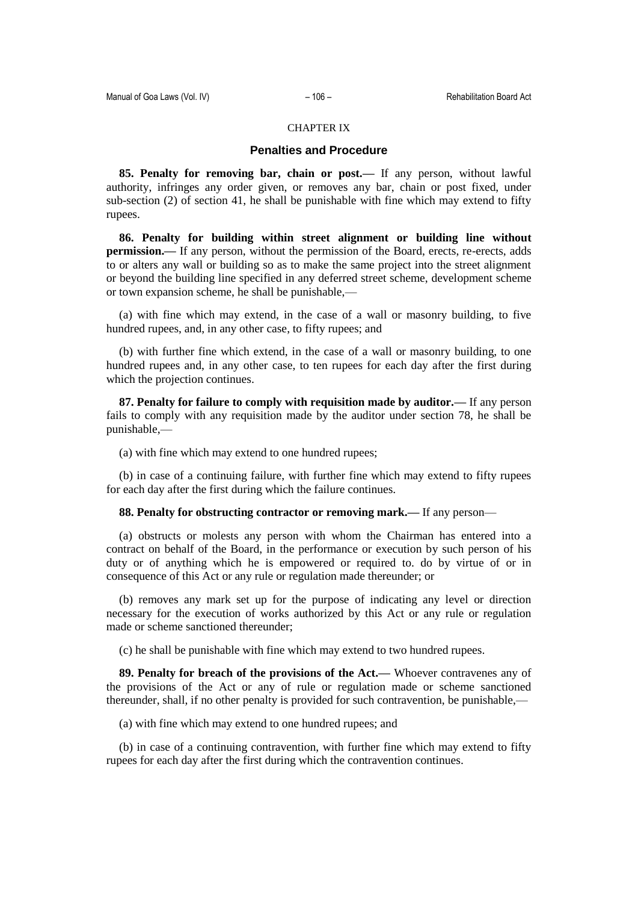CHAPTER IX

## Penalties and Procedure

**85. Penalty for removing bar, chain or post.—** If any person, without lawful authority, infringes any order given, or removes any bar, chain or post fixed, under sub-section (2) of section 41, he shall be punishable with fine which may extend to fifty rupees.

**86. Penalty for building within street alignment or building line without permission.—** If any person, without the permission of the Board, erects, re-erects, adds to or alters any wall or building so as to make the same project into the street alignment or beyond the building line specified in any deferred street scheme, development scheme or town expansion scheme, he shall be punishable,—

(a) with fine which may extend, in the case of a wall or masonry building, to five hundred rupees, and, in any other case, to fifty rupees; and

(b) with further fine which extend, in the case of a wall or masonry building, to one hundred rupees and, in any other case, to ten rupees for each day after the first during which the projection continues.

**87. Penalty for failure to comply with requisition made by auditor.—** If any person fails to comply with any requisition made by the auditor under section 78, he shall be punishable,—

(a) with fine which may extend to one hundred rupees;

(b) in case of a continuing failure, with further fine which may extend to fifty rupees for each day after the first during which the failure continues.

**88. Penalty for obstructing contractor or removing mark.—** If any person—

(a) obstructs or molests any person with whom the Chairman has entered into a contract on behalf of the Board, in the performance or execution by such person of his duty or of anything which he is empowered or required to. do by virtue of or in consequence of this Act or any rule or regulation made thereunder; or

(b) removes any mark set up for the purpose of indicating any level or direction necessary for the execution of works authorized by this Act or any rule or regulation made or scheme sanctioned thereunder;

(c) he shall be punishable with fine which may extend to two hundred rupees.

**89. Penalty for breach of the provisions of the Act.—** Whoever contravenes any of the provisions of the Act or any of rule or regulation made or scheme sanctioned thereunder, shall, if no other penalty is provided for such contravention, be punishable,—

(a) with fine which may extend to one hundred rupees; and

(b) in case of a continuing contravention, with further fine which may extend to fifty rupees for each day after the first during which the contravention continues.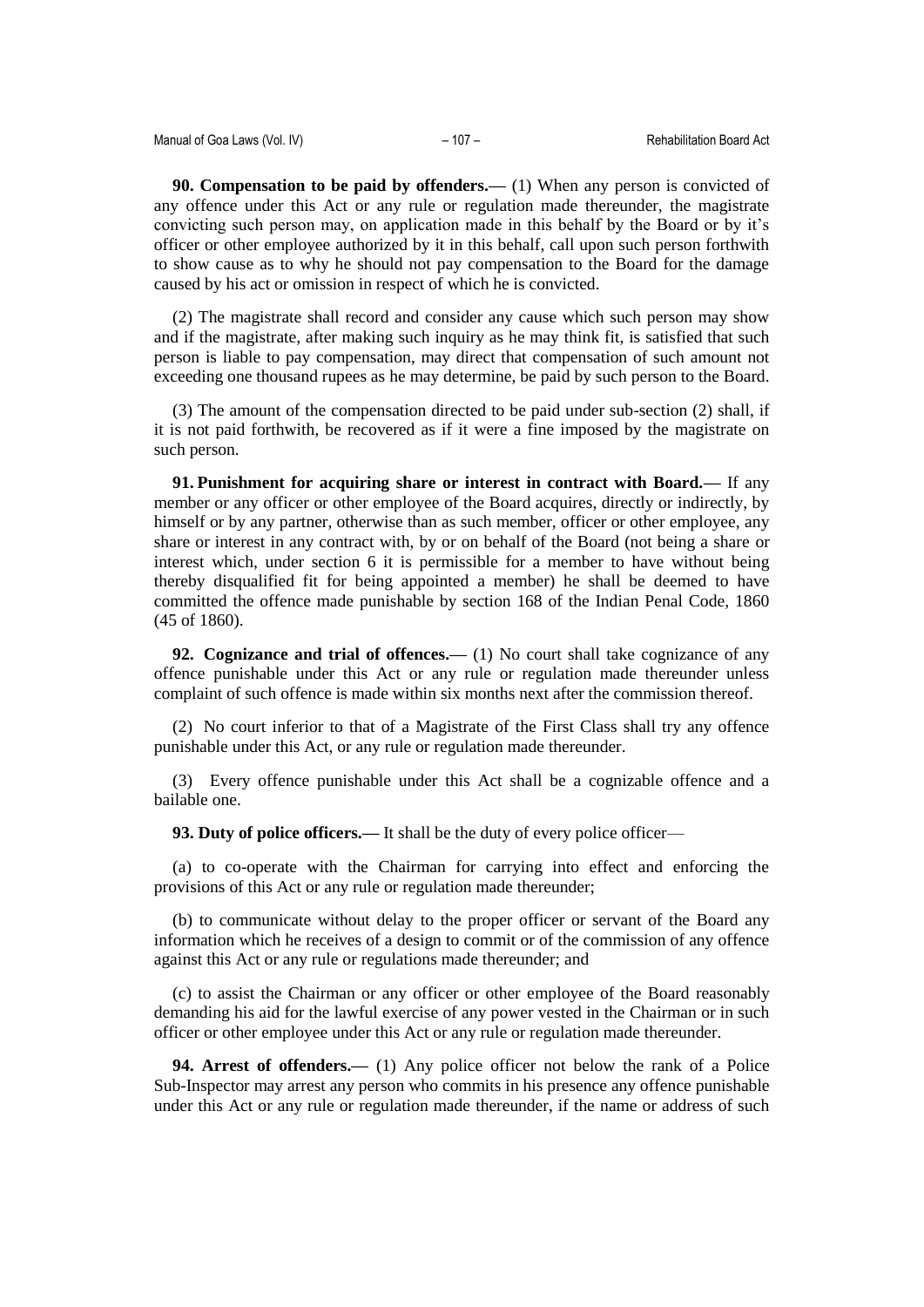**90. Compensation to be paid by offenders.—** (1) When any person is convicted of any offence under this Act or any rule or regulation made thereunder, the magistrate convicting such person may, on application made in this behalf by the Board or by it's officer or other employee authorized by it in this behalf, call upon such person forthwith to show cause as to why he should not pay compensation to the Board for the damage caused by his act or omission in respect of which he is convicted.

(2) The magistrate shall record and consider any cause which such person may show and if the magistrate, after making such inquiry as he may think fit, is satisfied that such person is liable to pay compensation, may direct that compensation of such amount not exceeding one thousand rupees as he may determine, be paid by such person to the Board.

(3) The amount of the compensation directed to be paid under sub-section (2) shall, if it is not paid forthwith, be recovered as if it were a fine imposed by the magistrate on such person.

**91. Punishment for acquiring share or interest in contract with Board.—** If any member or any officer or other employee of the Board acquires, directly or indirectly, by himself or by any partner, otherwise than as such member, officer or other employee, any share or interest in any contract with, by or on behalf of the Board (not being a share or interest which, under section 6 it is permissible for a member to have without being thereby disqualified fit for being appointed a member) he shall be deemed to have committed the offence made punishable by section 168 of the Indian Penal Code, 1860 (45 of 1860).

**92. Cognizance and trial of offences.—** (1) No court shall take cognizance of any offence punishable under this Act or any rule or regulation made thereunder unless complaint of such offence is made within six months next after the commission thereof.

(2) No court inferior to that of a Magistrate of the First Class shall try any offence punishable under this Act, or any rule or regulation made thereunder.

(3) Every offence punishable under this Act shall be a cognizable offence and a bailable one.

**93. Duty of police officers.—** It shall be the duty of every police officer—

(a) to co-operate with the Chairman for carrying into effect and enforcing the provisions of this Act or any rule or regulation made thereunder;

(b) to communicate without delay to the proper officer or servant of the Board any information which he receives of a design to commit or of the commission of any offence against this Act or any rule or regulations made thereunder; and

(c) to assist the Chairman or any officer or other employee of the Board reasonably demanding his aid for the lawful exercise of any power vested in the Chairman or in such officer or other employee under this Act or any rule or regulation made thereunder.

**94. Arrest of offenders.—** (1) Any police officer not below the rank of a Police Sub-Inspector may arrest any person who commits in his presence any offence punishable under this Act or any rule or regulation made thereunder, if the name or address of such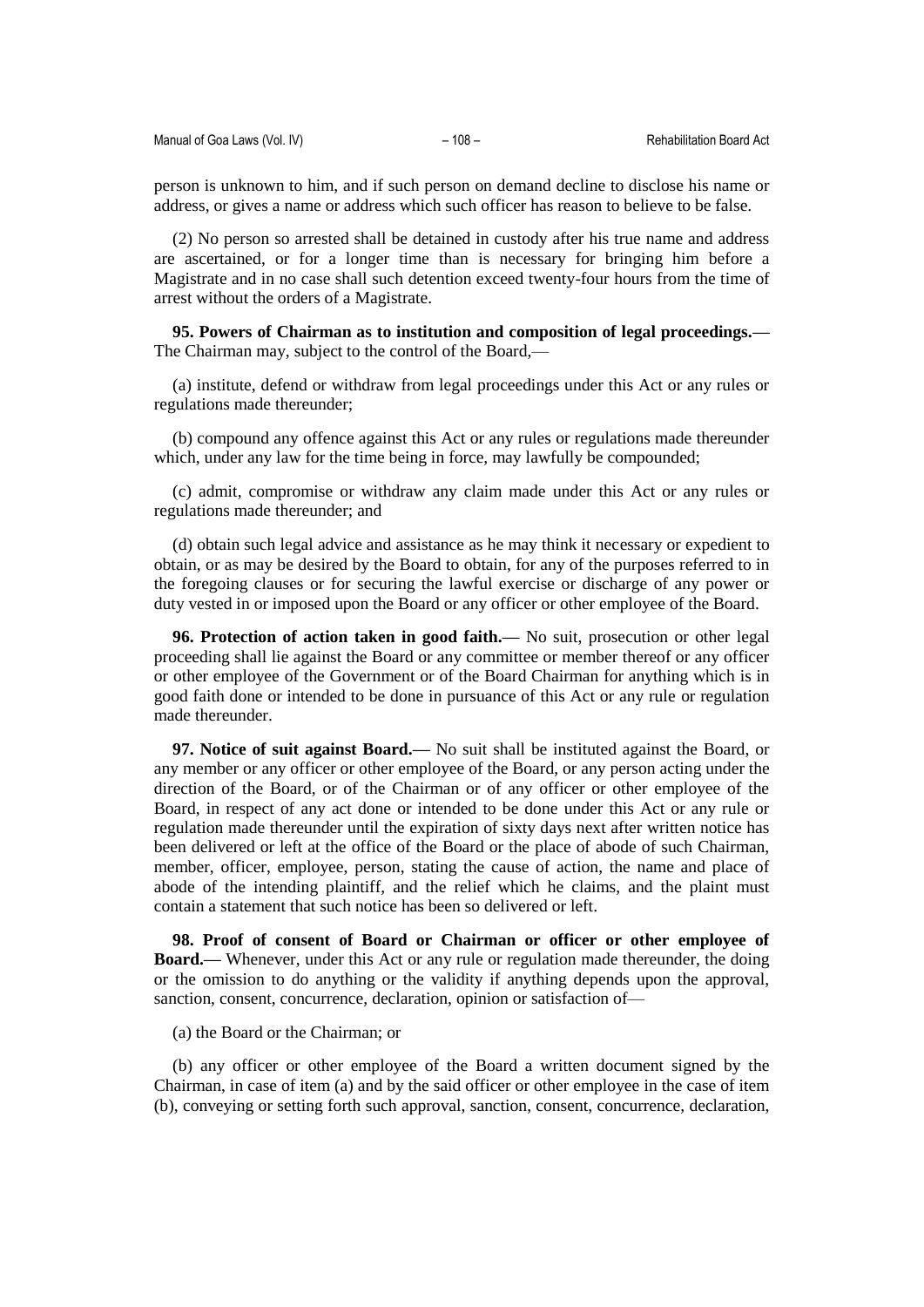person is unknown to him, and if such person on demand decline to disclose his name or address, or gives a name or address which such officer has reason to believe to be false.

(2) No person so arrested shall be detained in custody after his true name and address are ascertained, or for a longer time than is necessary for bringing him before a Magistrate and in no case shall such detention exceed twenty-four hours from the time of arrest without the orders of a Magistrate.

**95. Powers of Chairman as to institution and composition of legal proceedings.—** The Chairman may, subject to the control of the Board,—

(a) institute, defend or withdraw from legal proceedings under this Act or any rules or regulations made thereunder;

(b) compound any offence against this Act or any rules or regulations made thereunder which, under any law for the time being in force, may lawfully be compounded;

(c) admit, compromise or withdraw any claim made under this Act or any rules or regulations made thereunder; and

(d) obtain such legal advice and assistance as he may think it necessary or expedient to obtain, or as may be desired by the Board to obtain, for any of the purposes referred to in the foregoing clauses or for securing the lawful exercise or discharge of any power or duty vested in or imposed upon the Board or any officer or other employee of the Board.

**96. Protection of action taken in good faith.—** No suit, prosecution or other legal proceeding shall lie against the Board or any committee or member thereof or any officer or other employee of the Government or of the Board Chairman for anything which is in good faith done or intended to be done in pursuance of this Act or any rule or regulation made thereunder.

**97. Notice of suit against Board.—** No suit shall be instituted against the Board, or any member or any officer or other employee of the Board, or any person acting under the direction of the Board, or of the Chairman or of any officer or other employee of the Board, in respect of any act done or intended to be done under this Act or any rule or regulation made thereunder until the expiration of sixty days next after written notice has been delivered or left at the office of the Board or the place of abode of such Chairman, member, officer, employee, person, stating the cause of action, the name and place of abode of the intending plaintiff, and the relief which he claims, and the plaint must contain a statement that such notice has been so delivered or left.

**98. Proof of consent of Board or Chairman or officer or other employee of Board.—** Whenever, under this Act or any rule or regulation made thereunder, the doing or the omission to do anything or the validity if anything depends upon the approval, sanction, consent, concurrence, declaration, opinion or satisfaction of—

(a) the Board or the Chairman; or

(b) any officer or other employee of the Board a written document signed by the Chairman, in case of item (a) and by the said officer or other employee in the case of item (b), conveying or setting forth such approval, sanction, consent, concurrence, declaration,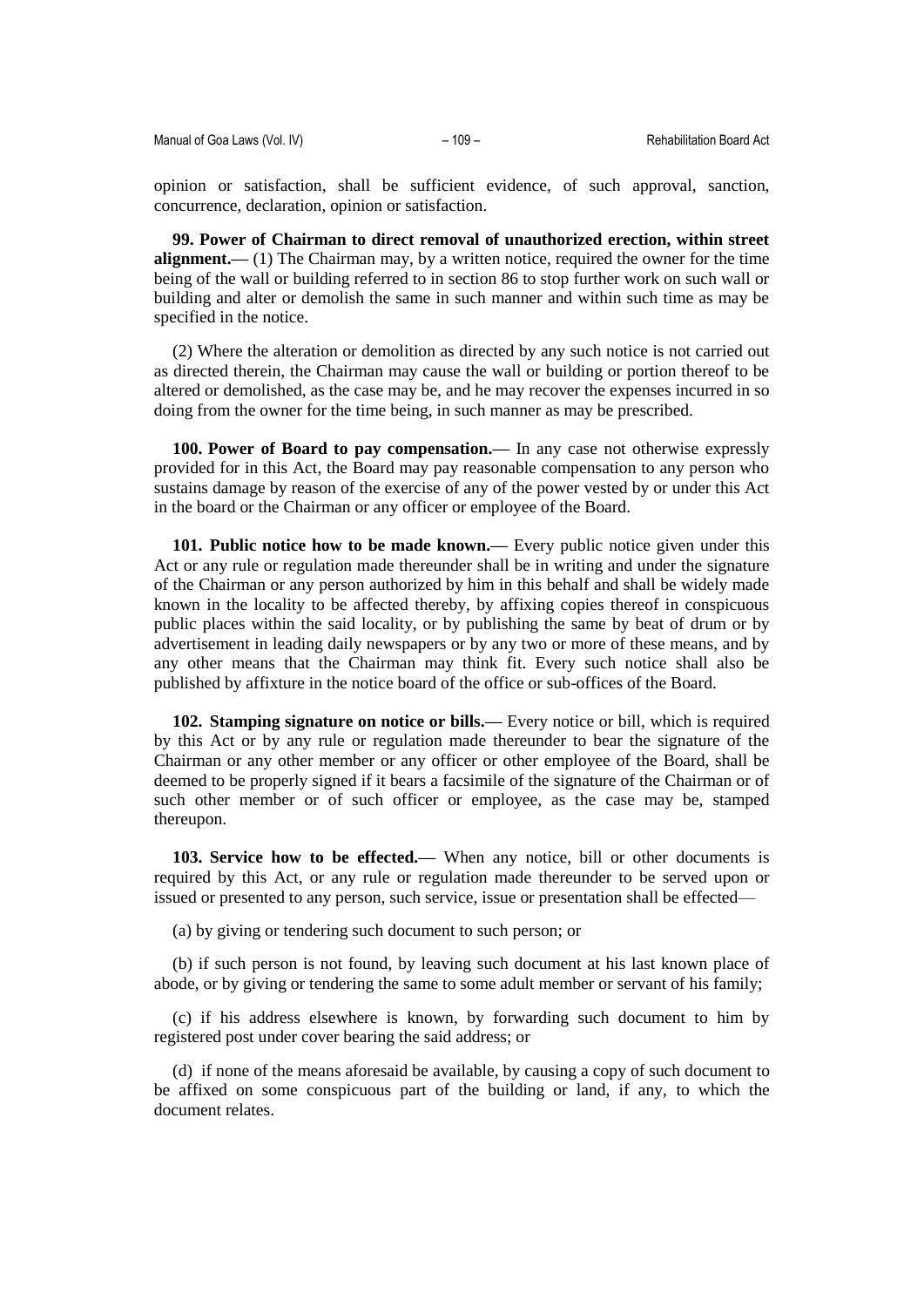opinion or satisfaction, shall be sufficient evidence, of such approval, sanction, concurrence, declaration, opinion or satisfaction.

**99. Power of Chairman to direct removal of unauthorized erection, within street alignment.—** (1) The Chairman may, by a written notice, required the owner for the time being of the wall or building referred to in section 86 to stop further work on such wall or building and alter or demolish the same in such manner and within such time as may be specified in the notice.

(2) Where the alteration or demolition as directed by any such notice is not carried out as directed therein, the Chairman may cause the wall or building or portion thereof to be altered or demolished, as the case may be, and he may recover the expenses incurred in so doing from the owner for the time being, in such manner as may be prescribed.

**100. Power of Board to pay compensation.—** In any case not otherwise expressly provided for in this Act, the Board may pay reasonable compensation to any person who sustains damage by reason of the exercise of any of the power vested by or under this Act in the board or the Chairman or any officer or employee of the Board.

**101. Public notice how to be made known.—** Every public notice given under this Act or any rule or regulation made thereunder shall be in writing and under the signature of the Chairman or any person authorized by him in this behalf and shall be widely made known in the locality to be affected thereby, by affixing copies thereof in conspicuous public places within the said locality, or by publishing the same by beat of drum or by advertisement in leading daily newspapers or by any two or more of these means, and by any other means that the Chairman may think fit. Every such notice shall also be published by affixture in the notice board of the office or sub-offices of the Board.

**102. Stamping signature on notice or bills.—** Every notice or bill, which is required by this Act or by any rule or regulation made thereunder to bear the signature of the Chairman or any other member or any officer or other employee of the Board, shall be deemed to be properly signed if it bears a facsimile of the signature of the Chairman or of such other member or of such officer or employee, as the case may be, stamped thereupon.

**103. Service how to be effected.—** When any notice, bill or other documents is required by this Act, or any rule or regulation made thereunder to be served upon or issued or presented to any person, such service, issue or presentation shall be effected—

(a) by giving or tendering such document to such person; or

(b) if such person is not found, by leaving such document at his last known place of abode, or by giving or tendering the same to some adult member or servant of his family;

(c) if his address elsewhere is known, by forwarding such document to him by registered post under cover bearing the said address; or

(d) if none of the means aforesaid be available, by causing a copy of such document to be affixed on some conspicuous part of the building or land, if any, to which the document relates.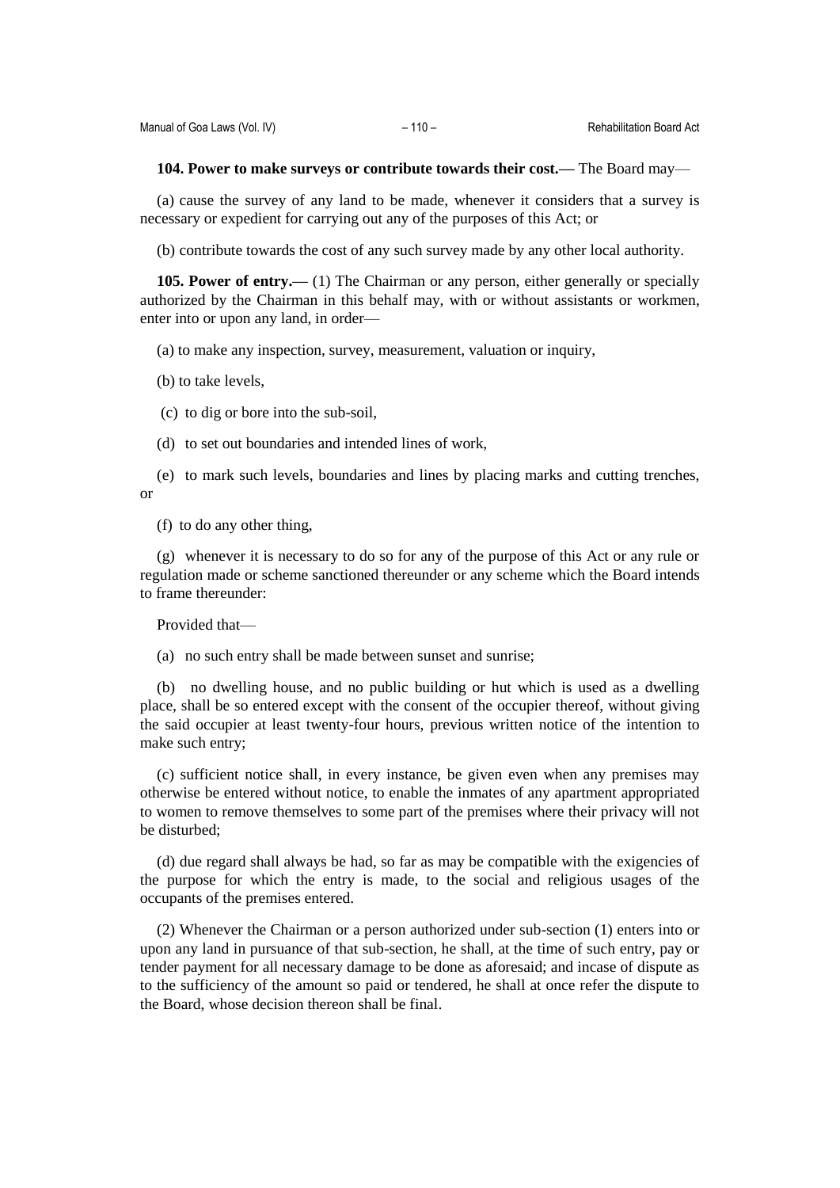**104. Power to make surveys or contribute towards their cost.—** The Board may—

(a) cause the survey of any land to be made, whenever it considers that a survey is necessary or expedient for carrying out any of the purposes of this Act; or

(b) contribute towards the cost of any such survey made by any other local authority.

**105. Power of entry.—** (1) The Chairman or any person, either generally or specially authorized by the Chairman in this behalf may, with or without assistants or workmen, enter into or upon any land, in order—

(a) to make any inspection, survey, measurement, valuation or inquiry,

(b) to take levels,

(c) to dig or bore into the sub-soil,

(d) to set out boundaries and intended lines of work,

(e) to mark such levels, boundaries and lines by placing marks and cutting trenches, or

(f) to do any other thing,

(g) whenever it is necessary to do so for any of the purpose of this Act or any rule or regulation made or scheme sanctioned thereunder or any scheme which the Board intends to frame thereunder:

Provided that—

(a) no such entry shall be made between sunset and sunrise;

(b) no dwelling house, and no public building or hut which is used as a dwelling place, shall be so entered except with the consent of the occupier thereof, without giving the said occupier at least twenty-four hours, previous written notice of the intention to make such entry;

(c) sufficient notice shall, in every instance, be given even when any premises may otherwise be entered without notice, to enable the inmates of any apartment appropriated to women to remove themselves to some part of the premises where their privacy will not be disturbed;

(d) due regard shall always be had, so far as may be compatible with the exigencies of the purpose for which the entry is made, to the social and religious usages of the occupants of the premises entered.

(2) Whenever the Chairman or a person authorized under sub-section (1) enters into or upon any land in pursuance of that sub-section, he shall, at the time of such entry, pay or tender payment for all necessary damage to be done as aforesaid; and incase of dispute as to the sufficiency of the amount so paid or tendered, he shall at once refer the dispute to the Board, whose decision thereon shall be final.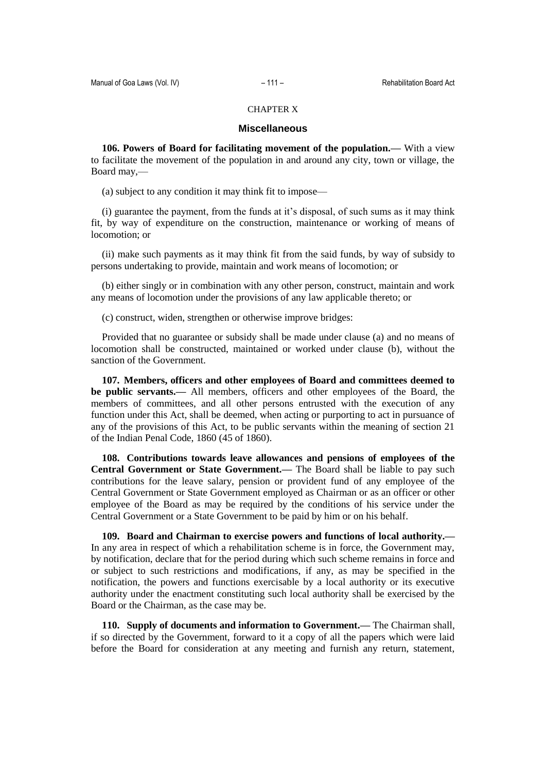CHAPTER X

## Miscellaneous

**106. Powers of Board for facilitating movement of the population.—** With a view to facilitate the movement of the population in and around any city, town or village, the Board may,—

(a) subject to any condition it may think fit to impose—

(i) guarantee the payment, from the funds at it's disposal, of such sums as it may think fit, by way of expenditure on the construction, maintenance or working of means of locomotion; or

(ii) make such payments as it may think fit from the said funds, by way of subsidy to persons undertaking to provide, maintain and work means of locomotion; or

(b) either singly or in combination with any other person, construct, maintain and work any means of locomotion under the provisions of any law applicable thereto; or

(c) construct, widen, strengthen or otherwise improve bridges:

Provided that no guarantee or subsidy shall be made under clause (a) and no means of locomotion shall be constructed, maintained or worked under clause (b), without the sanction of the Government.

**107. Members, officers and other employees of Board and committees deemed to be public servants.—** All members, officers and other employees of the Board, the members of committees, and all other persons entrusted with the execution of any function under this Act, shall be deemed, when acting or purporting to act in pursuance of any of the provisions of this Act, to be public servants within the meaning of section 21 of the Indian Penal Code, 1860 (45 of 1860).

**108. Contributions towards leave allowances and pensions of employees of the Central Government or State Government.—** The Board shall be liable to pay such contributions for the leave salary, pension or provident fund of any employee of the Central Government or State Government employed as Chairman or as an officer or other employee of the Board as may be required by the conditions of his service under the Central Government or a State Government to be paid by him or on his behalf.

**109. Board and Chairman to exercise powers and functions of local authority.—** In any area in respect of which a rehabilitation scheme is in force, the Government may, by notification, declare that for the period during which such scheme remains in force and or subject to such restrictions and modifications, if any, as may be specified in the notification, the powers and functions exercisable by a local authority or its executive authority under the enactment constituting such local authority shall be exercised by the Board or the Chairman, as the case may be.

**110. Supply of documents and information to Government.—** The Chairman shall, if so directed by the Government, forward to it a copy of all the papers which were laid before the Board for consideration at any meeting and furnish any return, statement,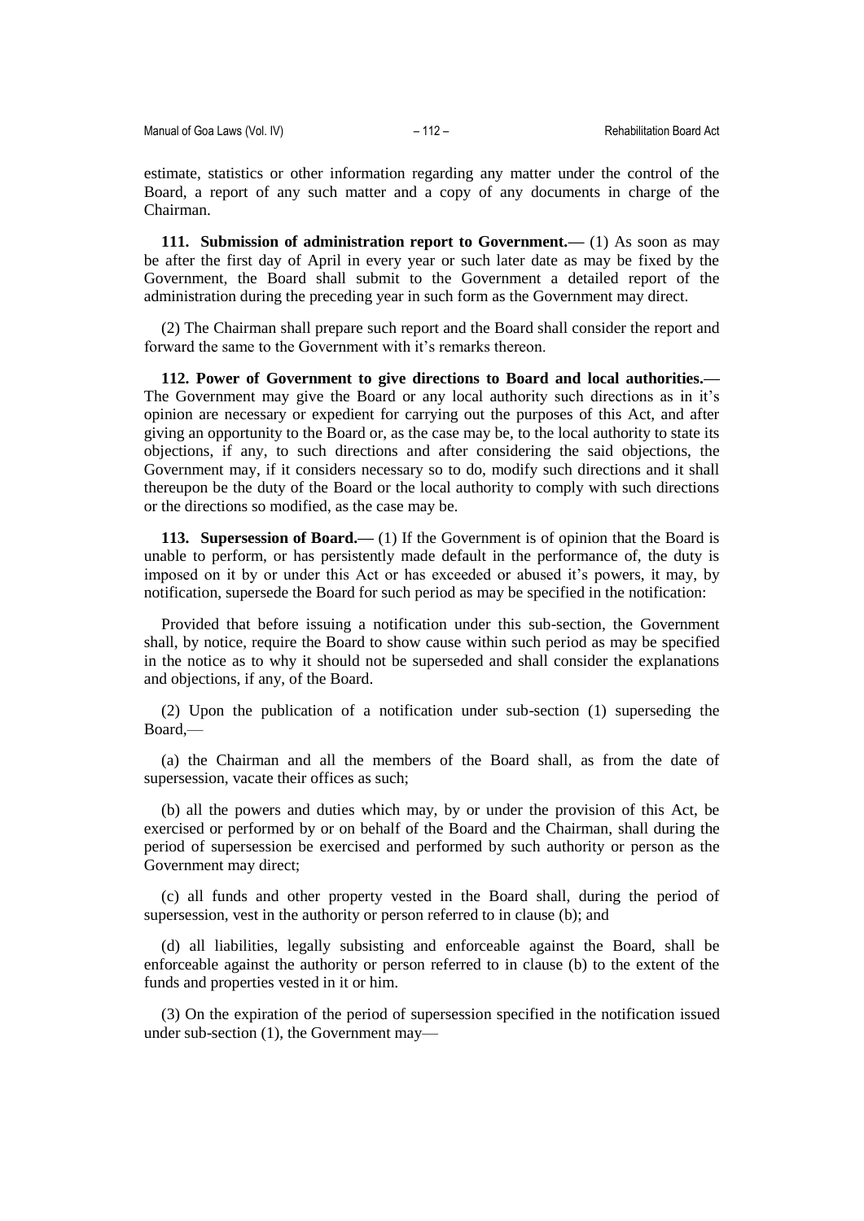estimate, statistics or other information regarding any matter under the control of the Board, a report of any such matter and a copy of any documents in charge of the Chairman.

**111. Submission of administration report to Government.—** (1) As soon as may be after the first day of April in every year or such later date as may be fixed by the Government, the Board shall submit to the Government a detailed report of the administration during the preceding year in such form as the Government may direct.

(2) The Chairman shall prepare such report and the Board shall consider the report and forward the same to the Government with it's remarks thereon.

**112. Power of Government to give directions to Board and local authorities.—** The Government may give the Board or any local authority such directions as in it's opinion are necessary or expedient for carrying out the purposes of this Act, and after giving an opportunity to the Board or, as the case may be, to the local authority to state its objections, if any, to such directions and after considering the said objections, the Government may, if it considers necessary so to do, modify such directions and it shall thereupon be the duty of the Board or the local authority to comply with such directions or the directions so modified, as the case may be.

**113. Supersession of Board.—** (1) If the Government is of opinion that the Board is unable to perform, or has persistently made default in the performance of, the duty is imposed on it by or under this Act or has exceeded or abused it's powers, it may, by notification, supersede the Board for such period as may be specified in the notification:

Provided that before issuing a notification under this sub-section, the Government shall, by notice, require the Board to show cause within such period as may be specified in the notice as to why it should not be superseded and shall consider the explanations and objections, if any, of the Board.

(2) Upon the publication of a notification under sub-section (1) superseding the Board,—

(a) the Chairman and all the members of the Board shall, as from the date of supersession, vacate their offices as such;

(b) all the powers and duties which may, by or under the provision of this Act, be exercised or performed by or on behalf of the Board and the Chairman, shall during the period of supersession be exercised and performed by such authority or person as the Government may direct;

(c) all funds and other property vested in the Board shall, during the period of supersession, vest in the authority or person referred to in clause (b); and

(d) all liabilities, legally subsisting and enforceable against the Board, shall be enforceable against the authority or person referred to in clause (b) to the extent of the funds and properties vested in it or him.

(3) On the expiration of the period of supersession specified in the notification issued under sub-section (1), the Government may—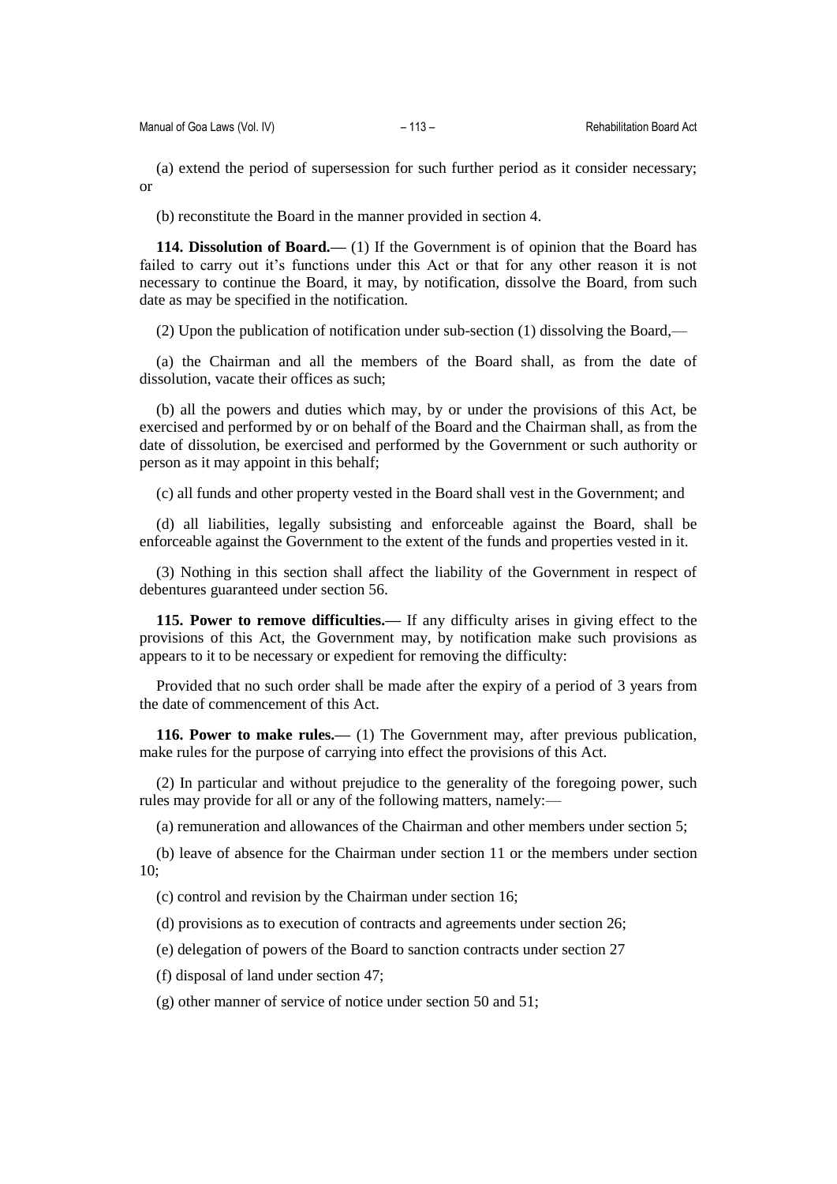(a) extend the period of supersession for such further period as it consider necessary; or

(b) reconstitute the Board in the manner provided in section 4.

**114. Dissolution of Board.—** (1) If the Government is of opinion that the Board has failed to carry out it's functions under this Act or that for any other reason it is not necessary to continue the Board, it may, by notification, dissolve the Board, from such date as may be specified in the notification.

(2) Upon the publication of notification under sub-section (1) dissolving the Board,—

(a) the Chairman and all the members of the Board shall, as from the date of dissolution, vacate their offices as such;

(b) all the powers and duties which may, by or under the provisions of this Act, be exercised and performed by or on behalf of the Board and the Chairman shall, as from the date of dissolution, be exercised and performed by the Government or such authority or person as it may appoint in this behalf;

(c) all funds and other property vested in the Board shall vest in the Government; and

(d) all liabilities, legally subsisting and enforceable against the Board, shall be enforceable against the Government to the extent of the funds and properties vested in it.

(3) Nothing in this section shall affect the liability of the Government in respect of debentures guaranteed under section 56.

**115. Power to remove difficulties.—** If any difficulty arises in giving effect to the provisions of this Act, the Government may, by notification make such provisions as appears to it to be necessary or expedient for removing the difficulty:

Provided that no such order shall be made after the expiry of a period of 3 years from the date of commencement of this Act.

**116. Power to make rules.—** (1) The Government may, after previous publication, make rules for the purpose of carrying into effect the provisions of this Act.

(2) In particular and without prejudice to the generality of the foregoing power, such rules may provide for all or any of the following matters, namely:—

(a) remuneration and allowances of the Chairman and other members under section 5;

(b) leave of absence for the Chairman under section 11 or the members under section 10;

(c) control and revision by the Chairman under section 16;

(d) provisions as to execution of contracts and agreements under section 26;

(e) delegation of powers of the Board to sanction contracts under section 27

(f) disposal of land under section 47;

(g) other manner of service of notice under section 50 and 51;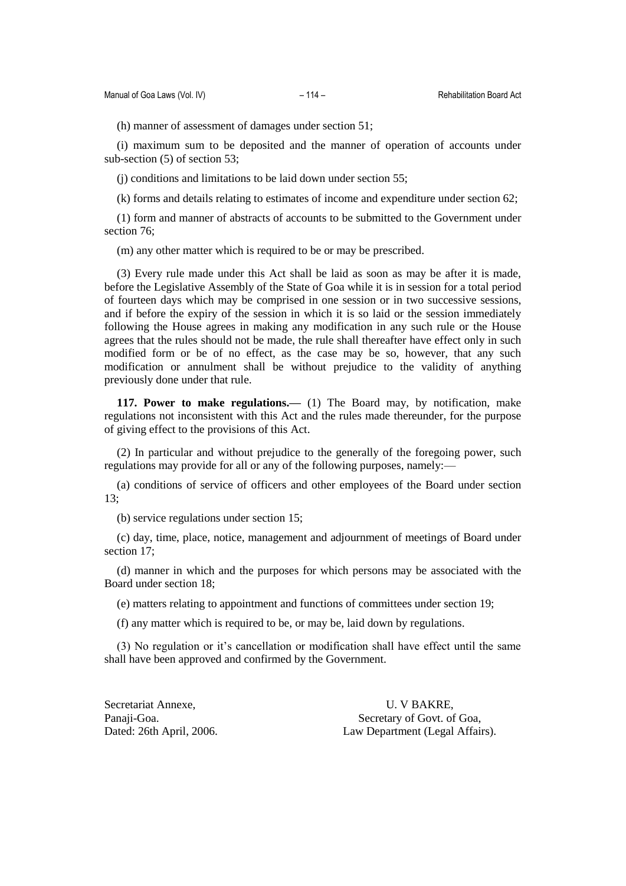(h) manner of assessment of damages under section 51;

(i) maximum sum to be deposited and the manner of operation of accounts under sub-section (5) of section 53;

(j) conditions and limitations to be laid down under section 55;

(k) forms and details relating to estimates of income and expenditure under section 62;

(l) form and manner of abstracts of accounts to be submitted to the Government under section 76;

(m) any other matter which is required to be or may be prescribed.

(3) Every rule made under this Act shall be laid as soon as may be after it is made, before the Legislative Assembly of the State of Goa while it is in session for a total period of fourteen days which may be comprised in one session or in two successive sessions, and if before the expiry of the session in which it is so laid or the session immediately following the House agrees in making any modification in any such rule or the House agrees that the rules should not be made, the rule shall thereafter have effect only in such modified form or be of no effect, as the case may be so, however, that any such modification or annulment shall be without prejudice to the validity of anything previously done under that rule.

**117. Power to make regulations.—** (1) The Board may, by notification, make regulations not inconsistent with this Act and the rules made thereunder, for the purpose of giving effect to the provisions of this Act.

(2) In particular and without prejudice to the generally of the foregoing power, such regulations may provide for all or any of the following purposes, namely:—

(a) conditions of service of officers and other employees of the Board under section 13;

(b) service regulations under section 15;

(c) day, time, place, notice, management and adjournment of meetings of Board under section 17;

(d) manner in which and the purposes for which persons may be associated with the Board under section 18;

(e) matters relating to appointment and functions of committees under section 19;

(f) any matter which is required to be, or may be, laid down by regulations.

(3) No regulation or it's cancellation or modification shall have effect until the same shall have been approved and confirmed by the Government.

Secretariat Annexe,
Panaji-Goa.
Dated: 26th April, 2006.

U. V BAKRE,
Secretary of Govt. of Goa,
Law Department (Legal Affairs).